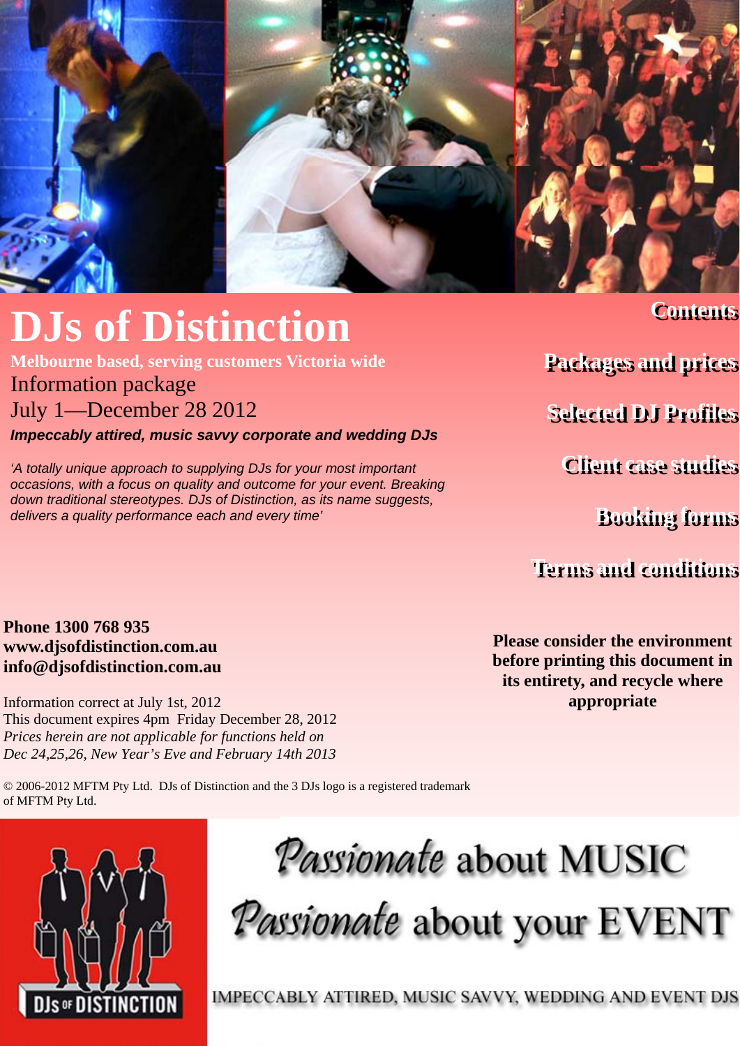# DJs of Distinction

**Melbourne based, serving customers Victoria wide**

Information package

July 1—December 28 2012

***Impeccably attired, music savvy corporate and wedding DJs***

*'A totally unique approach to supplying DJs for your most important occasions, with a focus on quality and outcome for your event. Breaking down traditional stereotypes. DJs of Distinction, as its name suggests, delivers a quality performance each and every time'*

## Contents

- Packages and prices
- Selected DJ Profiles
- Client case studies
- Booking forms
- Terms and conditions

**Phone 1300 768 935**
**www.djsofdistinction.com.au**
**info@djsofdistinction.com.au**

**Please consider the environment before printing this document in its entirety, and recycle where appropriate**

Information correct at July 1st, 2012
This document expires 4pm Friday December 28, 2012
*Prices herein are not applicable for functions held on Dec 24,25,26, New Year's Eve and February 14th 2013*

© 2006-2012 MFTM Pty Ltd. DJs of Distinction and the 3 DJs logo is a registered trademark of MFTM Pty Ltd.

DJs OF DISTINCTION

*Passionate* about MUSIC
*Passionate* about your EVENT

IMPECCABLY ATTIRED, MUSIC SAVVY, WEDDING AND EVENT DJS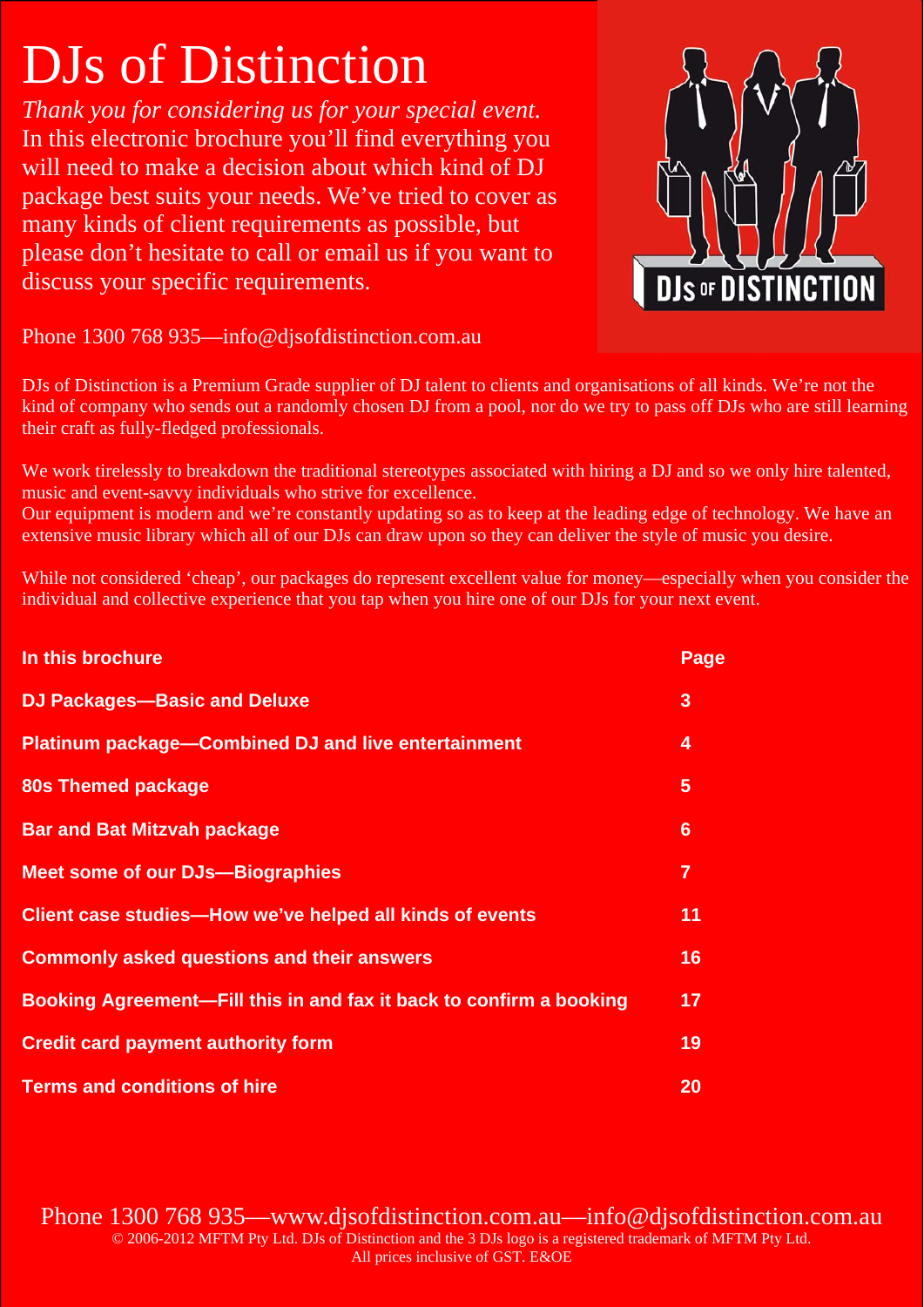# DJs of Distinction

*Thank you for considering us for your special event.* In this electronic brochure you'll find everything you will need to make a decision about which kind of DJ package best suits your needs. We've tried to cover as many kinds of client requirements as possible, but please don't hesitate to call or email us if you want to discuss your specific requirements.

Phone 1300 768 935—info@djsofdistinction.com.au

DJs of Distinction is a Premium Grade supplier of DJ talent to clients and organisations of all kinds. We're not the kind of company who sends out a randomly chosen DJ from a pool, nor do we try to pass off DJs who are still learning their craft as fully-fledged professionals.

We work tirelessly to breakdown the traditional stereotypes associated with hiring a DJ and so we only hire talented, music and event-savvy individuals who strive for excellence.
Our equipment is modern and we're constantly updating so as to keep at the leading edge of technology. We have an extensive music library which all of our DJs can draw upon so they can deliver the style of music you desire.

While not considered 'cheap', our packages do represent excellent value for money—especially when you consider the individual and collective experience that you tap when you hire one of our DJs for your next event.

| In this brochure | Page |
|---|---|
| DJ Packages—Basic and Deluxe | 3 |
| Platinum package—Combined DJ and live entertainment | 4 |
| 80s Themed package | 5 |
| Bar and Bat Mitzvah package | 6 |
| Meet some of our DJs—Biographies | 7 |
| Client case studies—How we've helped all kinds of events | 11 |
| Commonly asked questions and their answers | 16 |
| Booking Agreement—Fill this in and fax it back to confirm a booking | 17 |
| Credit card payment authority form | 19 |
| Terms and conditions of hire | 20 |

Phone 1300 768 935—www.djsofdistinction.com.au—info@djsofdistinction.com.au

© 2006-2012 MFTM Pty Ltd. DJs of Distinction and the 3 DJs logo is a registered trademark of MFTM Pty Ltd.
All prices inclusive of GST. E&OE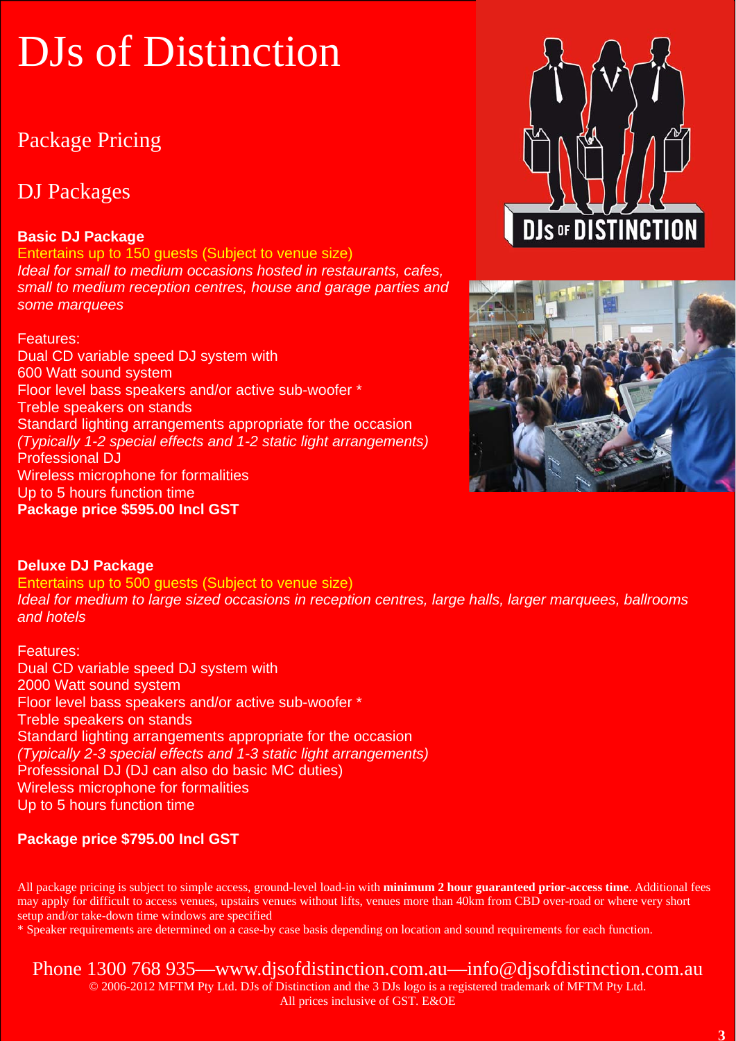# DJs of Distinction

## Package Pricing

## DJ Packages

**Basic DJ Package**

Entertains up to 150 guests (Subject to venue size)

*Ideal for small to medium occasions hosted in restaurants, cafes, small to medium reception centres, house and garage parties and some marquees*

Features:

Dual CD variable speed DJ system with
600 Watt sound system
Floor level bass speakers and/or active sub-woofer *
Treble speakers on stands
Standard lighting arrangements appropriate for the occasion
*(Typically 1-2 special effects and 1-2 static light arrangements)*
Professional DJ
Wireless microphone for formalities
Up to 5 hours function time

**Package price $595.00 Incl GST**

**Deluxe DJ Package**

Entertains up to 500 guests (Subject to venue size)

*Ideal for medium to large sized occasions in reception centres, large halls, larger marquees, ballrooms and hotels*

Features:

Dual CD variable speed DJ system with
2000 Watt sound system
Floor level bass speakers and/or active sub-woofer *
Treble speakers on stands
Standard lighting arrangements appropriate for the occasion
*(Typically 2-3 special effects and 1-3 static light arrangements)*
Professional DJ (DJ can also do basic MC duties)
Wireless microphone for formalities
Up to 5 hours function time

**Package price $795.00 Incl GST**

All package pricing is subject to simple access, ground-level load-in with **minimum 2 hour guaranteed prior-access time**. Additional fees may apply for difficult to access venues, upstairs venues without lifts, venues more than 40km from CBD over-road or where very short setup and/or take-down time windows are specified

* Speaker requirements are determined on a case-by case basis depending on location and sound requirements for each function.

Phone 1300 768 935—www.djsofdistinction.com.au—info@djsofdistinction.com.au

© 2006-2012 MFTM Pty Ltd. DJs of Distinction and the 3 DJs logo is a registered trademark of MFTM Pty Ltd.
All prices inclusive of GST. E&OE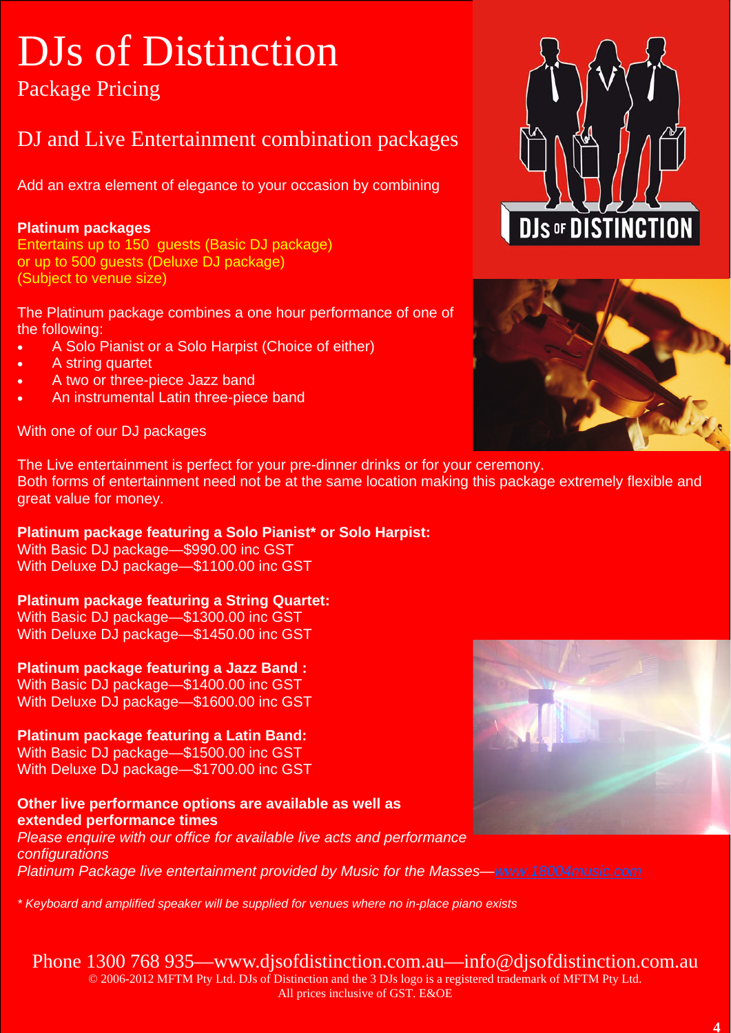# DJs of Distinction

## Package Pricing

## DJ and Live Entertainment combination packages

Add an extra element of elegance to your occasion by combining

**Platinum packages**
Entertains up to 150 guests (Basic DJ package)
or up to 500 guests (Deluxe DJ package)
(Subject to venue size)

The Platinum package combines a one hour performance of one of the following:

- A Solo Pianist or a Solo Harpist (Choice of either)
- A string quartet
- A two or three-piece Jazz band
- An instrumental Latin three-piece band

With one of our DJ packages

The Live entertainment is perfect for your pre-dinner drinks or for your ceremony.
Both forms of entertainment need not be at the same location making this package extremely flexible and great value for money.

**Platinum package featuring a Solo Pianist* or Solo Harpist:**
With Basic DJ package—$990.00 inc GST
With Deluxe DJ package—$1100.00 inc GST

**Platinum package featuring a String Quartet:**
With Basic DJ package—$1300.00 inc GST
With Deluxe DJ package—$1450.00 inc GST

**Platinum package featuring a Jazz Band :**
With Basic DJ package—$1400.00 inc GST
With Deluxe DJ package—$1600.00 inc GST

**Platinum package featuring a Latin Band:**
With Basic DJ package—$1500.00 inc GST
With Deluxe DJ package—$1700.00 inc GST

**Other live performance options are available as well as extended performance times**
*Please enquire with our office for available live acts and performance configurations*
*Platinum Package live entertainment provided by Music for the Masses—www.18004music.com*

*\* Keyboard and amplified speaker will be supplied for venues where no in-place piano exists*

Phone 1300 768 935—www.djsofdistinction.com.au—info@djsofdistinction.com.au
© 2006-2012 MFTM Pty Ltd. DJs of Distinction and the 3 DJs logo is a registered trademark of MFTM Pty Ltd.
All prices inclusive of GST. E&OE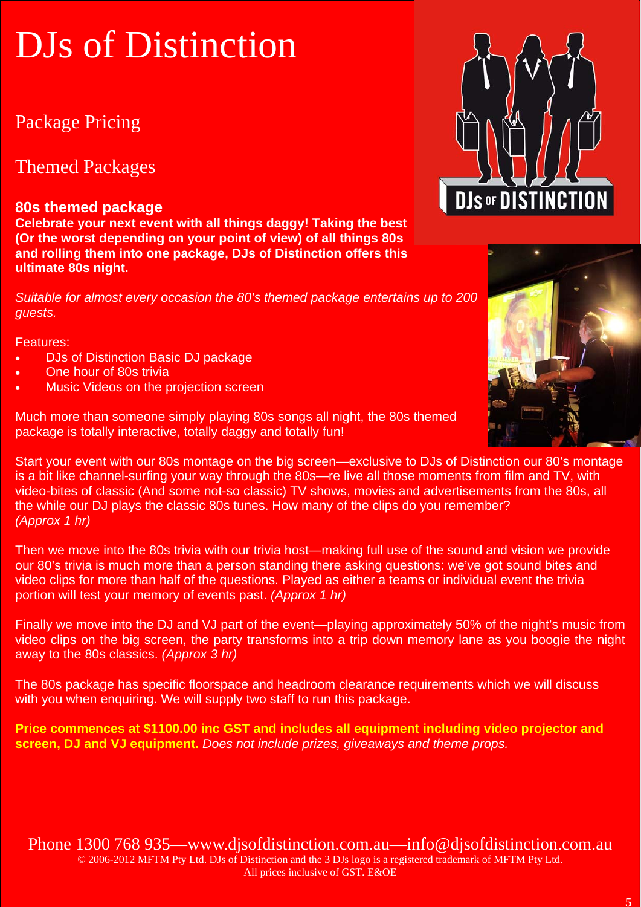# DJs of Distinction

## Package Pricing

## Themed Packages

### 80s themed package

**Celebrate your next event with all things daggy! Taking the best (Or the worst depending on your point of view) of all things 80s and rolling them into one package, DJs of Distinction offers this ultimate 80s night.**

*Suitable for almost every occasion the 80's themed package entertains up to 200 guests.*

Features:

- DJs of Distinction Basic DJ package
- One hour of 80s trivia
- Music Videos on the projection screen

Much more than someone simply playing 80s songs all night, the 80s themed package is totally interactive, totally daggy and totally fun!

Start your event with our 80s montage on the big screen—exclusive to DJs of Distinction our 80's montage is a bit like channel-surfing your way through the 80s—re live all those moments from film and TV, with video-bites of classic (And some not-so classic) TV shows, movies and advertisements from the 80s, all the while our DJ plays the classic 80s tunes. How many of the clips do you remember? *(Approx 1 hr)*

Then we move into the 80s trivia with our trivia host—making full use of the sound and vision we provide our 80's trivia is much more than a person standing there asking questions: we've got sound bites and video clips for more than half of the questions. Played as either a teams or individual event the trivia portion will test your memory of events past. *(Approx 1 hr)*

Finally we move into the DJ and VJ part of the event—playing approximately 50% of the night's music from video clips on the big screen, the party transforms into a trip down memory lane as you boogie the night away to the 80s classics. *(Approx 3 hr)*

The 80s package has specific floorspace and headroom clearance requirements which we will discuss with you when enquiring. We will supply two staff to run this package.

**Price commences at $1100.00 inc GST and includes all equipment including video projector and screen, DJ and VJ equipment.** *Does not include prizes, giveaways and theme props.*

Phone 1300 768 935—www.djsofdistinction.com.au—info@djsofdistinction.com.au

© 2006-2012 MFTM Pty Ltd. DJs of Distinction and the 3 DJs logo is a registered trademark of MFTM Pty Ltd.
All prices inclusive of GST. E&OE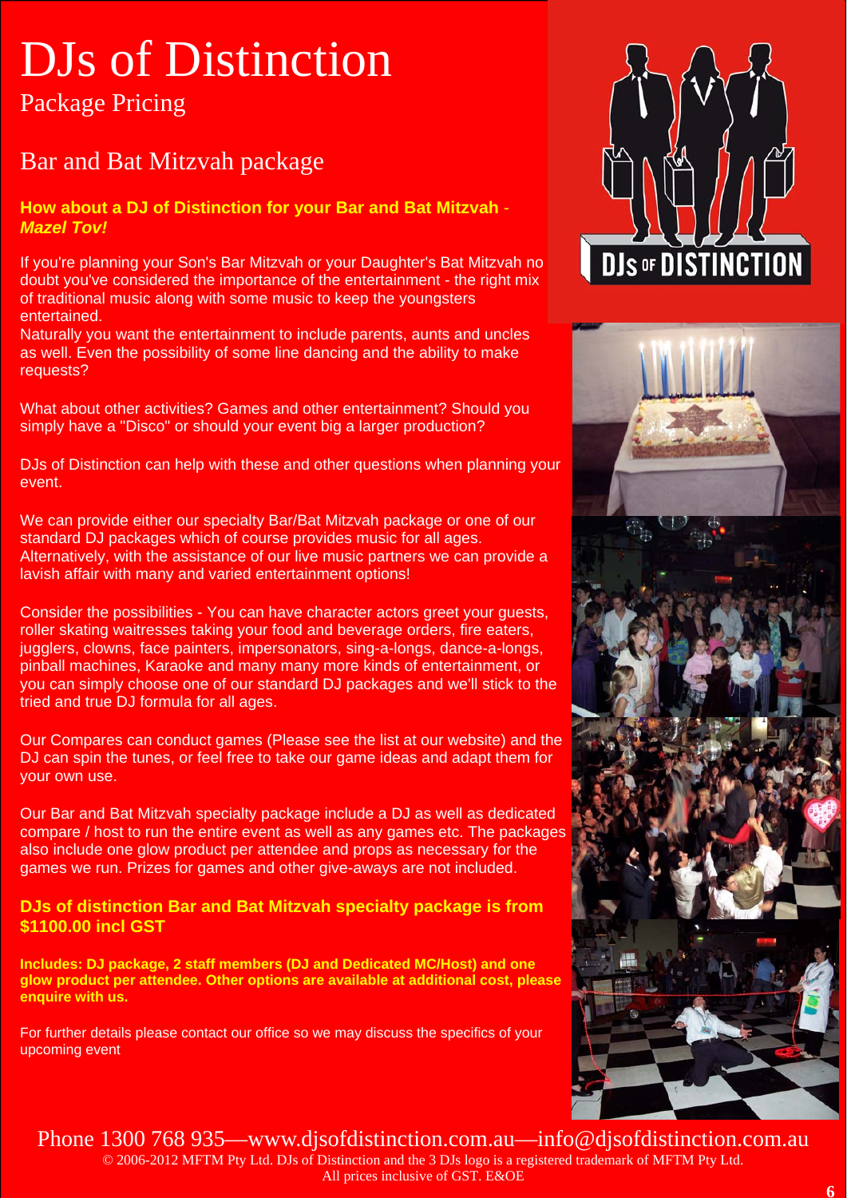# DJs of Distinction

## Package Pricing

## Bar and Bat Mitzvah package

**How about a DJ of Distinction for your Bar and Bat Mitzvah** - ***Mazel Tov!***

If you're planning your Son's Bar Mitzvah or your Daughter's Bat Mitzvah no doubt you've considered the importance of the entertainment - the right mix of traditional music along with some music to keep the youngsters entertained.
Naturally you want the entertainment to include parents, aunts and uncles as well. Even the possibility of some line dancing and the ability to make requests?

What about other activities? Games and other entertainment? Should you simply have a "Disco" or should your event big a larger production?

DJs of Distinction can help with these and other questions when planning your event.

We can provide either our specialty Bar/Bat Mitzvah package or one of our standard DJ packages which of course provides music for all ages. Alternatively, with the assistance of our live music partners we can provide a lavish affair with many and varied entertainment options!

Consider the possibilities - You can have character actors greet your guests, roller skating waitresses taking your food and beverage orders, fire eaters, jugglers, clowns, face painters, impersonators, sing-a-longs, dance-a-longs, pinball machines, Karaoke and many many more kinds of entertainment, or you can simply choose one of our standard DJ packages and we'll stick to the tried and true DJ formula for all ages.

Our Compares can conduct games (Please see the list at our website) and the DJ can spin the tunes, or feel free to take our game ideas and adapt them for your own use.

Our Bar and Bat Mitzvah specialty package include a DJ as well as dedicated compare / host to run the entire event as well as any games etc. The packages also include one glow product per attendee and props as necessary for the games we run. Prizes for games and other give-aways are not included.

**DJs of distinction Bar and Bat Mitzvah specialty package is from $1100.00 incl GST**

**Includes: DJ package, 2 staff members (DJ and Dedicated MC/Host) and one glow product per attendee. Other options are available at additional cost, please enquire with us.**

For further details please contact our office so we may discuss the specifics of your upcoming event

Phone 1300 768 935—www.djsofdistinction.com.au—info@djsofdistinction.com.au

© 2006-2012 MFTM Pty Ltd. DJs of Distinction and the 3 DJs logo is a registered trademark of MFTM Pty Ltd. All prices inclusive of GST. E&OE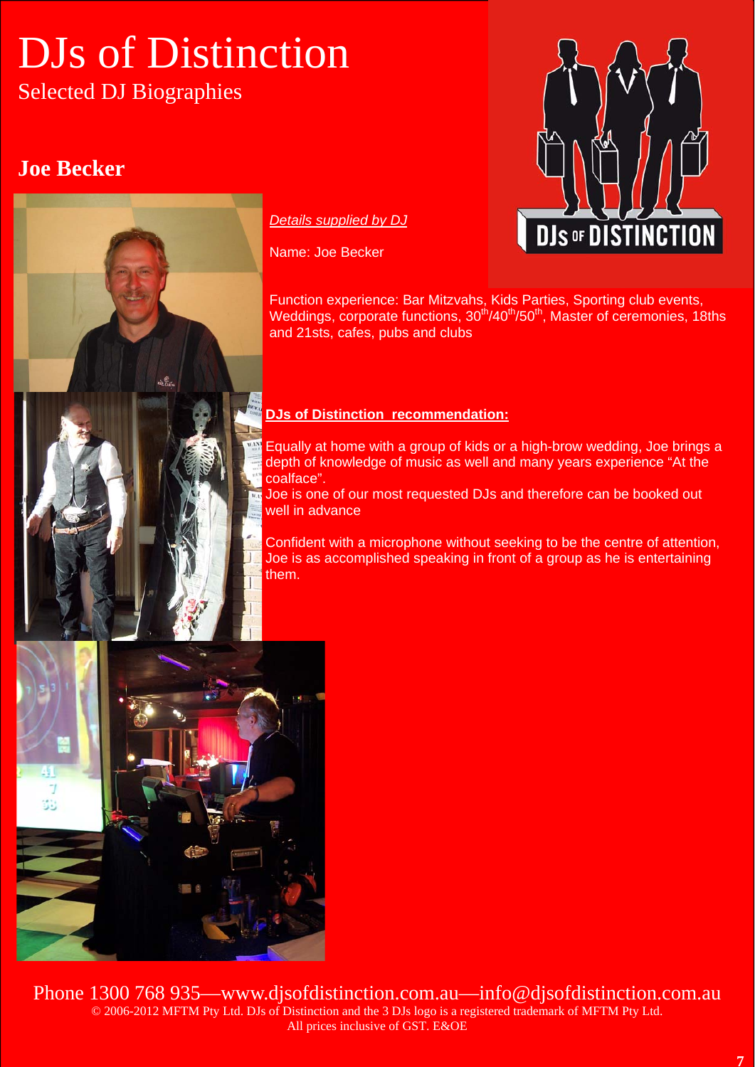# DJs of Distinction

Selected DJ Biographies

## Joe Becker

*Details supplied by DJ*

Name: Joe Becker

Function experience: Bar Mitzvahs, Kids Parties, Sporting club events, Weddings, corporate functions, 30th/40th/50th, Master of ceremonies, 18ths and 21sts, cafes, pubs and clubs

**DJs of Distinction recommendation:**

Equally at home with a group of kids or a high-brow wedding, Joe brings a depth of knowledge of music as well and many years experience "At the coalface".
Joe is one of our most requested DJs and therefore can be booked out well in advance

Confident with a microphone without seeking to be the centre of attention, Joe is as accomplished speaking in front of a group as he is entertaining them.

Phone 1300 768 935—www.djsofdistinction.com.au—info@djsofdistinction.com.au
© 2006-2012 MFTM Pty Ltd. DJs of Distinction and the 3 DJs logo is a registered trademark of MFTM Pty Ltd.
All prices inclusive of GST. E&OE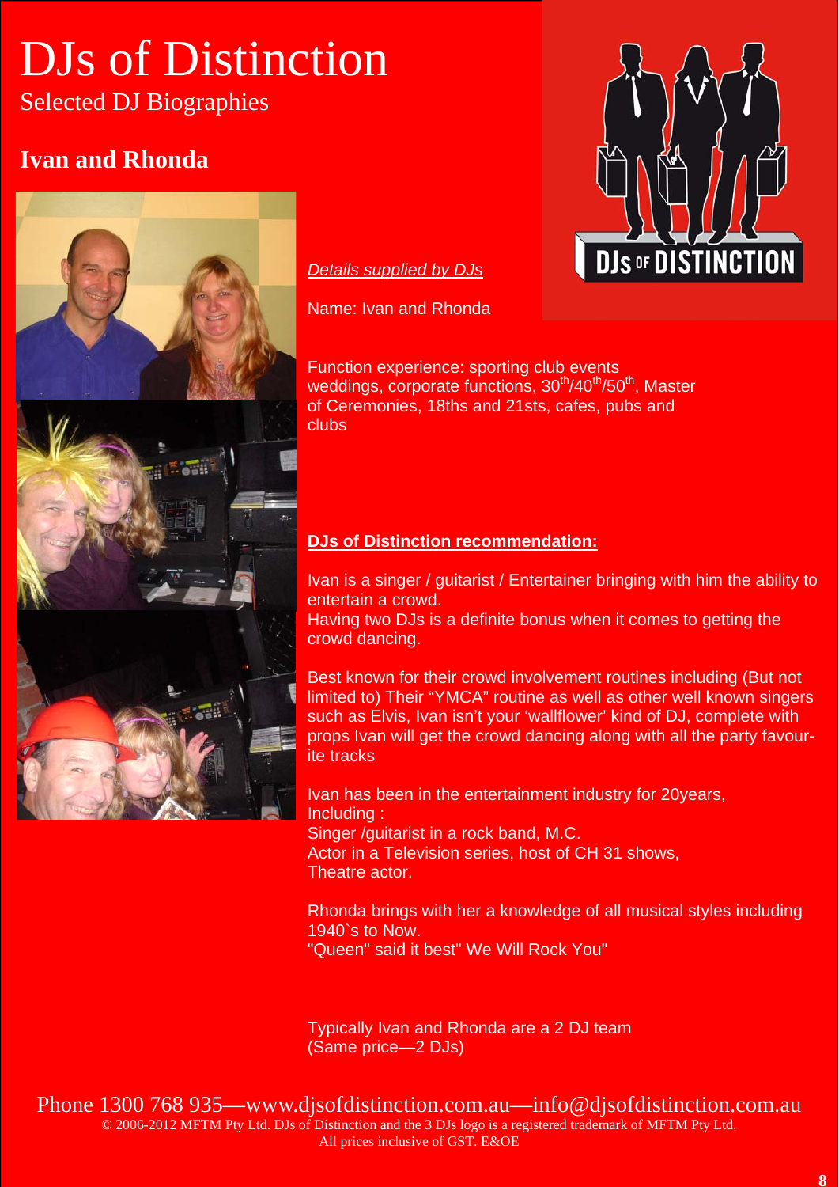# DJs of Distinction

Selected DJ Biographies

## Ivan and Rhonda

*Details supplied by DJs*

Name: Ivan and Rhonda

Function experience: sporting club events weddings, corporate functions, 30th/40th/50th, Master of Ceremonies, 18ths and 21sts, cafes, pubs and clubs

**DJs of Distinction recommendation:**

Ivan is a singer / guitarist / Entertainer bringing with him the ability to entertain a crowd.
Having two DJs is a definite bonus when it comes to getting the crowd dancing.

Best known for their crowd involvement routines including (But not limited to) Their "YMCA" routine as well as other well known singers such as Elvis, Ivan isn't your 'wallflower' kind of DJ, complete with props Ivan will get the crowd dancing along with all the party favourite tracks

Ivan has been in the entertainment industry for 20years,
Including :
Singer /guitarist in a rock band, M.C.
Actor in a Television series, host of CH 31 shows,
Theatre actor.

Rhonda brings with her a knowledge of all musical styles including 1940`s to Now.
"Queen" said it best" We Will Rock You"

Typically Ivan and Rhonda are a 2 DJ team
(Same price—2 DJs)

Phone 1300 768 935—www.djsofdistinction.com.au—info@djsofdistinction.com.au
© 2006-2012 MFTM Pty Ltd. DJs of Distinction and the 3 DJs logo is a registered trademark of MFTM Pty Ltd.
All prices inclusive of GST. E&OE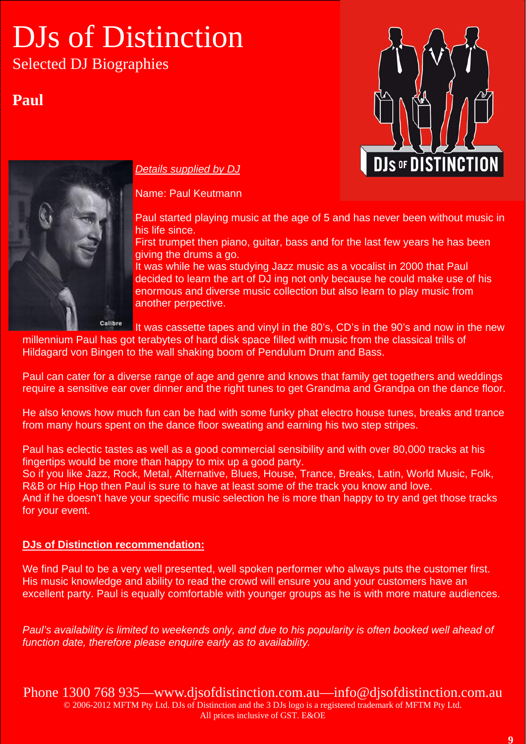# DJs of Distinction

## Selected DJ Biographies

### Paul

*Details supplied by DJ*

Name: Paul Keutmann

Paul started playing music at the age of 5 and has never been without music in his life since.
First trumpet then piano, guitar, bass and for the last few years he has been giving the drums a go.
It was while he was studying Jazz music as a vocalist in 2000 that Paul decided to learn the art of DJ ing not only because he could make use of his enormous and diverse music collection but also learn to play music from another perpective.

It was cassette tapes and vinyl in the 80's, CD's in the 90's and now in the new millennium Paul has got terabytes of hard disk space filled with music from the classical trills of Hildagard von Bingen to the wall shaking boom of Pendulum Drum and Bass.

Paul can cater for a diverse range of age and genre and knows that family get togethers and weddings require a sensitive ear over dinner and the right tunes to get Grandma and Grandpa on the dance floor.

He also knows how much fun can be had with some funky phat electro house tunes, breaks and trance from many hours spent on the dance floor sweating and earning his two step stripes.

Paul has eclectic tastes as well as a good commercial sensibility and with over 80,000 tracks at his fingertips would be more than happy to mix up a good party.
So if you like Jazz, Rock, Metal, Alternative, Blues, House, Trance, Breaks, Latin, World Music, Folk, R&B or Hip Hop then Paul is sure to have at least some of the track you know and love.
And if he doesn't have your specific music selection he is more than happy to try and get those tracks for your event.

**DJs of Distinction recommendation:**

We find Paul to be a very well presented, well spoken performer who always puts the customer first. His music knowledge and ability to read the crowd will ensure you and your customers have an excellent party. Paul is equally comfortable with younger groups as he is with more mature audiences.

*Paul's availability is limited to weekends only, and due to his popularity is often booked well ahead of function date, therefore please enquire early as to availability.*

Phone 1300 768 935—www.djsofdistinction.com.au—info@djsofdistinction.com.au
© 2006-2012 MFTM Pty Ltd. DJs of Distinction and the 3 DJs logo is a registered trademark of MFTM Pty Ltd.
All prices inclusive of GST. E&OE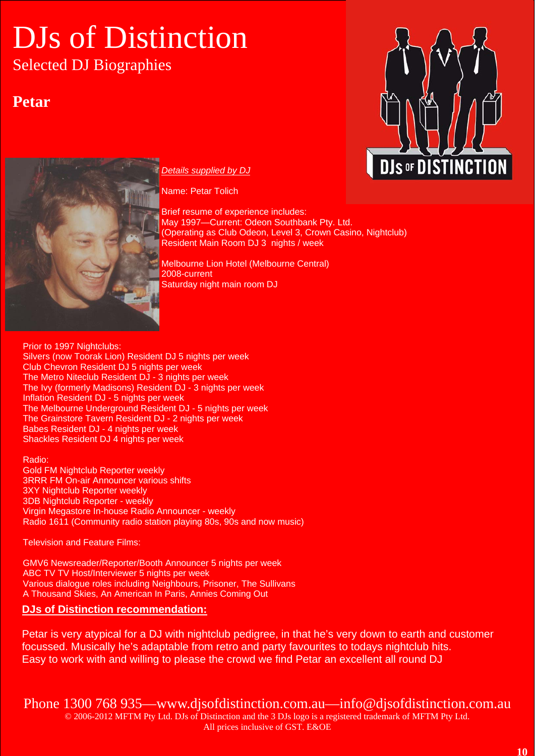# DJs of Distinction

## Selected DJ Biographies

### Petar

*Details supplied by DJ*

Name: Petar Tolich

Brief resume of experience includes:
May 1997—Current: Odeon Southbank Pty. Ltd.
(Operating as Club Odeon, Level 3, Crown Casino, Nightclub)
Resident Main Room DJ 3 nights / week

Melbourne Lion Hotel (Melbourne Central)
2008-current
Saturday night main room DJ

Prior to 1997 Nightclubs:
Silvers (now Toorak Lion) Resident DJ 5 nights per week
Club Chevron Resident DJ 5 nights per week
The Metro Niteclub Resident DJ - 3 nights per week
The Ivy (formerly Madisons) Resident DJ - 3 nights per week
Inflation Resident DJ - 5 nights per week
The Melbourne Underground Resident DJ - 5 nights per week
The Grainstore Tavern Resident DJ - 2 nights per week
Babes Resident DJ - 4 nights per week
Shackles Resident DJ 4 nights per week

Radio:
Gold FM Nightclub Reporter weekly
3RRR FM On-air Announcer various shifts
3XY Nightclub Reporter weekly
3DB Nightclub Reporter - weekly
Virgin Megastore In-house Radio Announcer - weekly
Radio 1611 (Community radio station playing 80s, 90s and now music)

Television and Feature Films:

GMV6 Newsreader/Reporter/Booth Announcer 5 nights per week
ABC TV TV Host/Interviewer 5 nights per week
Various dialogue roles including Neighbours, Prisoner, The Sullivans
A Thousand Skies, An American In Paris, Annies Coming Out

**DJs of Distinction recommendation:**

Petar is very atypical for a DJ with nightclub pedigree, in that he's very down to earth and customer focussed. Musically he's adaptable from retro and party favourites to todays nightclub hits.
Easy to work with and willing to please the crowd we find Petar an excellent all round DJ

Phone 1300 768 935—www.djsofdistinction.com.au—info@djsofdistinction.com.au
© 2006-2012 MFTM Pty Ltd. DJs of Distinction and the 3 DJs logo is a registered trademark of MFTM Pty Ltd.
All prices inclusive of GST. E&OE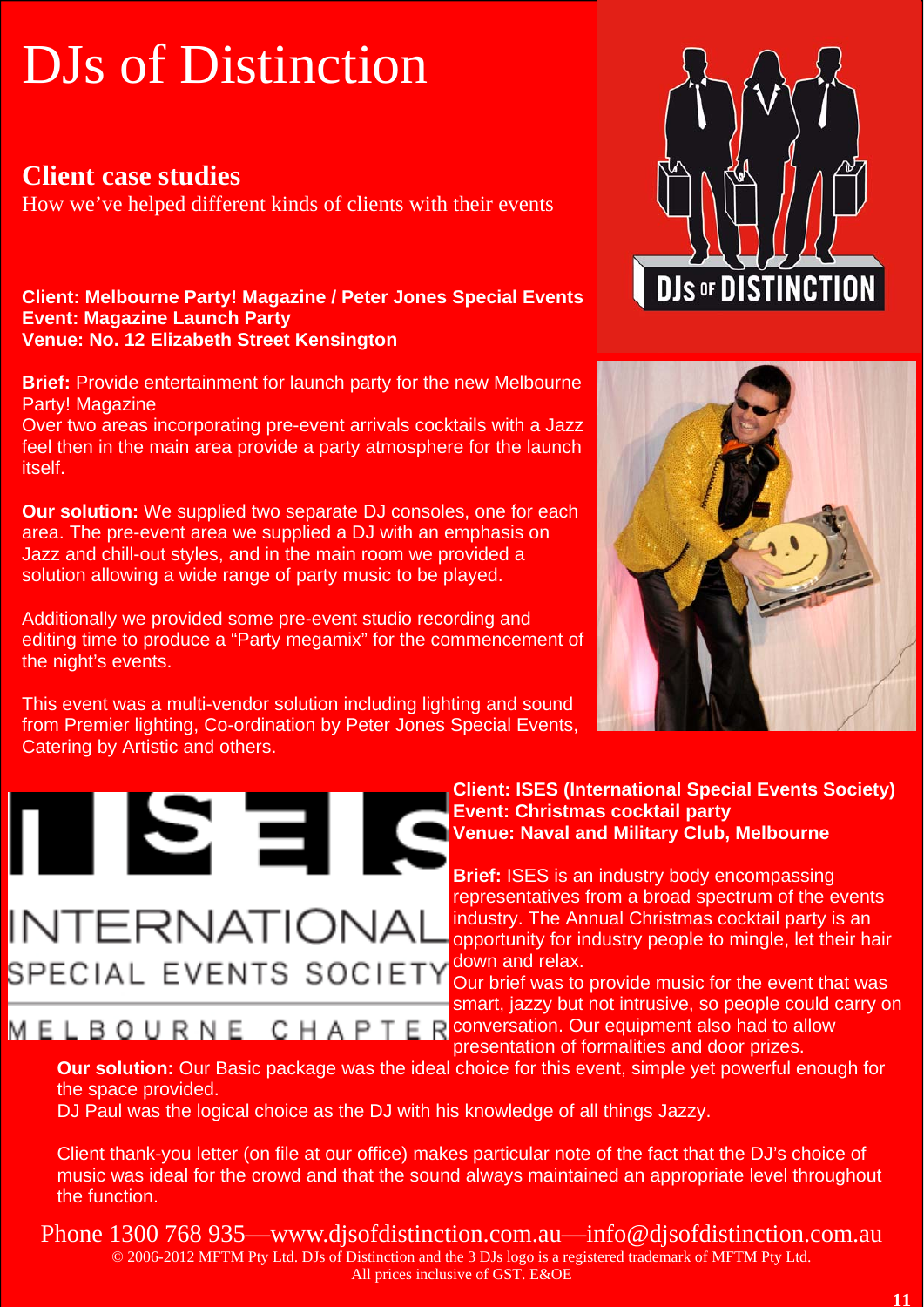# DJs of Distinction

## Client case studies

How we've helped different kinds of clients with their events

**Client: Melbourne Party! Magazine / Peter Jones Special Events**
**Event: Magazine Launch Party**
**Venue: No. 12 Elizabeth Street Kensington**

**Brief:** Provide entertainment for launch party for the new Melbourne Party! Magazine
Over two areas incorporating pre-event arrivals cocktails with a Jazz feel then in the main area provide a party atmosphere for the launch itself.

**Our solution:** We supplied two separate DJ consoles, one for each area. The pre-event area we supplied a DJ with an emphasis on Jazz and chill-out styles, and in the main room we provided a solution allowing a wide range of party music to be played.

Additionally we provided some pre-event studio recording and editing time to produce a "Party megamix" for the commencement of the night's events.

This event was a multi-vendor solution including lighting and sound from Premier lighting, Co-ordination by Peter Jones Special Events, Catering by Artistic and others.

**Client: ISES (International Special Events Society)**
**Event: Christmas cocktail party**
**Venue: Naval and Military Club, Melbourne**

**Brief:** ISES is an industry body encompassing representatives from a broad spectrum of the events industry. The Annual Christmas cocktail party is an opportunity for industry people to mingle, let their hair down and relax.
Our brief was to provide music for the event that was smart, jazzy but not intrusive, so people could carry on conversation. Our equipment also had to allow presentation of formalities and door prizes.

**Our solution:** Our Basic package was the ideal choice for this event, simple yet powerful enough for the space provided.
DJ Paul was the logical choice as the DJ with his knowledge of all things Jazzy.

Client thank-you letter (on file at our office) makes particular note of the fact that the DJ's choice of music was ideal for the crowd and that the sound always maintained an appropriate level throughout the function.

Phone 1300 768 935—www.djsofdistinction.com.au—info@djsofdistinction.com.au
© 2006-2012 MFTM Pty Ltd. DJs of Distinction and the 3 DJs logo is a registered trademark of MFTM Pty Ltd.
All prices inclusive of GST. E&OE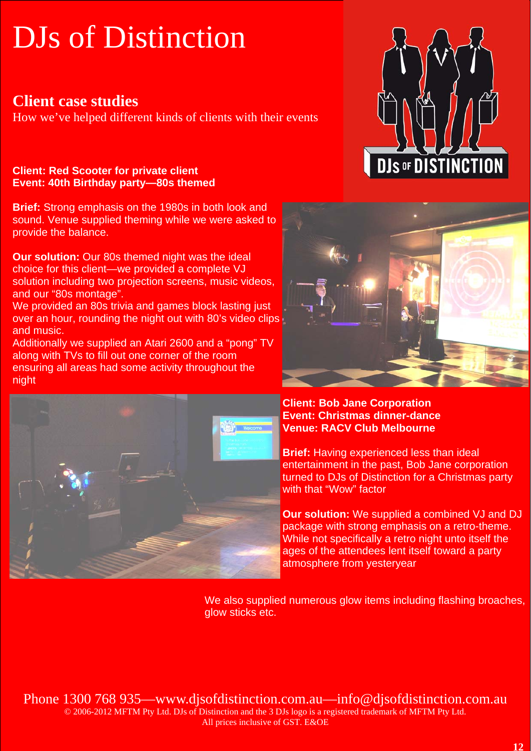# DJs of Distinction

## Client case studies

How we've helped different kinds of clients with their events

**Client: Red Scooter for private client**
**Event: 40th Birthday party—80s themed**

**Brief:** Strong emphasis on the 1980s in both look and sound. Venue supplied theming while we were asked to provide the balance.

**Our solution:** Our 80s themed night was the ideal choice for this client—we provided a complete VJ solution including two projection screens, music videos, and our "80s montage".
We provided an 80s trivia and games block lasting just over an hour, rounding the night out with 80's video clips and music.
Additionally we supplied an Atari 2600 and a "pong" TV along with TVs to fill out one corner of the room ensuring all areas had some activity throughout the night

**Client: Bob Jane Corporation**
**Event: Christmas dinner-dance**
**Venue: RACV Club Melbourne**

**Brief:** Having experienced less than ideal entertainment in the past, Bob Jane corporation turned to DJs of Distinction for a Christmas party with that "Wow" factor

**Our solution:** We supplied a combined VJ and DJ package with strong emphasis on a retro-theme. While not specifically a retro night unto itself the ages of the attendees lent itself toward a party atmosphere from yesteryear

We also supplied numerous glow items including flashing broaches, glow sticks etc.

Phone 1300 768 935—www.djsofdistinction.com.au—info@djsofdistinction.com.au
© 2006-2012 MFTM Pty Ltd. DJs of Distinction and the 3 DJs logo is a registered trademark of MFTM Pty Ltd.
All prices inclusive of GST. E&OE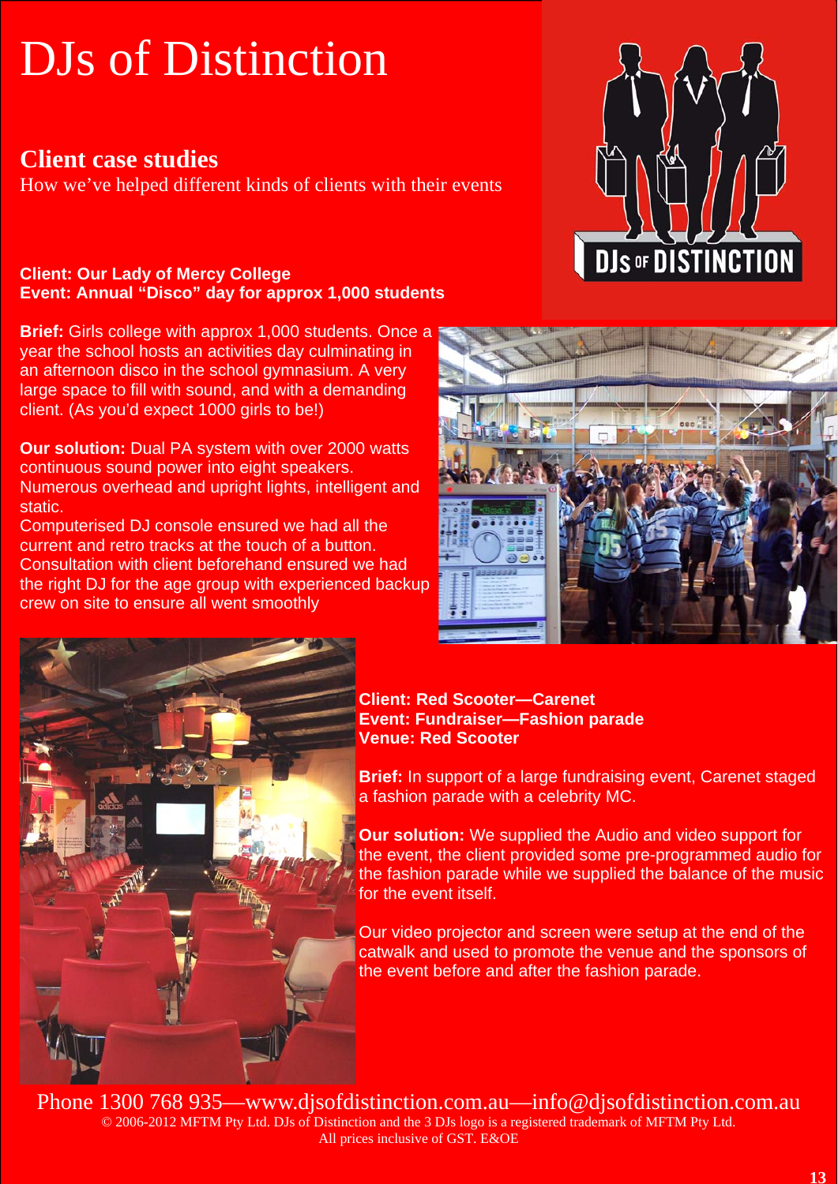# DJs of Distinction

## Client case studies

How we've helped different kinds of clients with their events

**Client: Our Lady of Mercy College**
**Event: Annual "Disco" day for approx 1,000 students**

**Brief:** Girls college with approx 1,000 students. Once a year the school hosts an activities day culminating in an afternoon disco in the school gymnasium. A very large space to fill with sound, and with a demanding client. (As you'd expect 1000 girls to be!)

**Our solution:** Dual PA system with over 2000 watts continuous sound power into eight speakers. Numerous overhead and upright lights, intelligent and static.
Computerised DJ console ensured we had all the current and retro tracks at the touch of a button. Consultation with client beforehand ensured we had the right DJ for the age group with experienced backup crew on site to ensure all went smoothly

**Client: Red Scooter—Carenet**
**Event: Fundraiser—Fashion parade**
**Venue: Red Scooter**

**Brief:** In support of a large fundraising event, Carenet staged a fashion parade with a celebrity MC.

**Our solution:** We supplied the Audio and video support for the event, the client provided some pre-programmed audio for the fashion parade while we supplied the balance of the music for the event itself.

Our video projector and screen were setup at the end of the catwalk and used to promote the venue and the sponsors of the event before and after the fashion parade.

Phone 1300 768 935—www.djsofdistinction.com.au—info@djsofdistinction.com.au
© 2006-2012 MFTM Pty Ltd. DJs of Distinction and the 3 DJs logo is a registered trademark of MFTM Pty Ltd.
All prices inclusive of GST. E&OE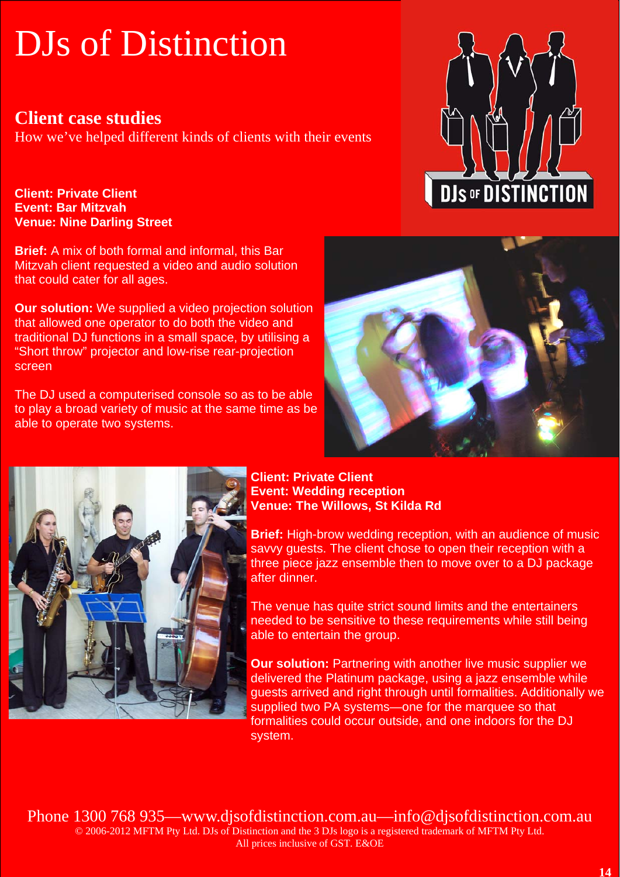# DJs of Distinction

## Client case studies

How we've helped different kinds of clients with their events

**Client: Private Client**
**Event: Bar Mitzvah**
**Venue: Nine Darling Street**

**Brief:** A mix of both formal and informal, this Bar Mitzvah client requested a video and audio solution that could cater for all ages.

**Our solution:** We supplied a video projection solution that allowed one operator to do both the video and traditional DJ functions in a small space, by utilising a "Short throw" projector and low-rise rear-projection screen

The DJ used a computerised console so as to be able to play a broad variety of music at the same time as be able to operate two systems.

**Client: Private Client**
**Event: Wedding reception**
**Venue: The Willows, St Kilda Rd**

**Brief:** High-brow wedding reception, with an audience of music savvy guests. The client chose to open their reception with a three piece jazz ensemble then to move over to a DJ package after dinner.

The venue has quite strict sound limits and the entertainers needed to be sensitive to these requirements while still being able to entertain the group.

**Our solution:** Partnering with another live music supplier we delivered the Platinum package, using a jazz ensemble while guests arrived and right through until formalities. Additionally we supplied two PA systems—one for the marquee so that formalities could occur outside, and one indoors for the DJ system.

Phone 1300 768 935—www.djsofdistinction.com.au—info@djsofdistinction.com.au
© 2006-2012 MFTM Pty Ltd. DJs of Distinction and the 3 DJs logo is a registered trademark of MFTM Pty Ltd.
All prices inclusive of GST. E&OE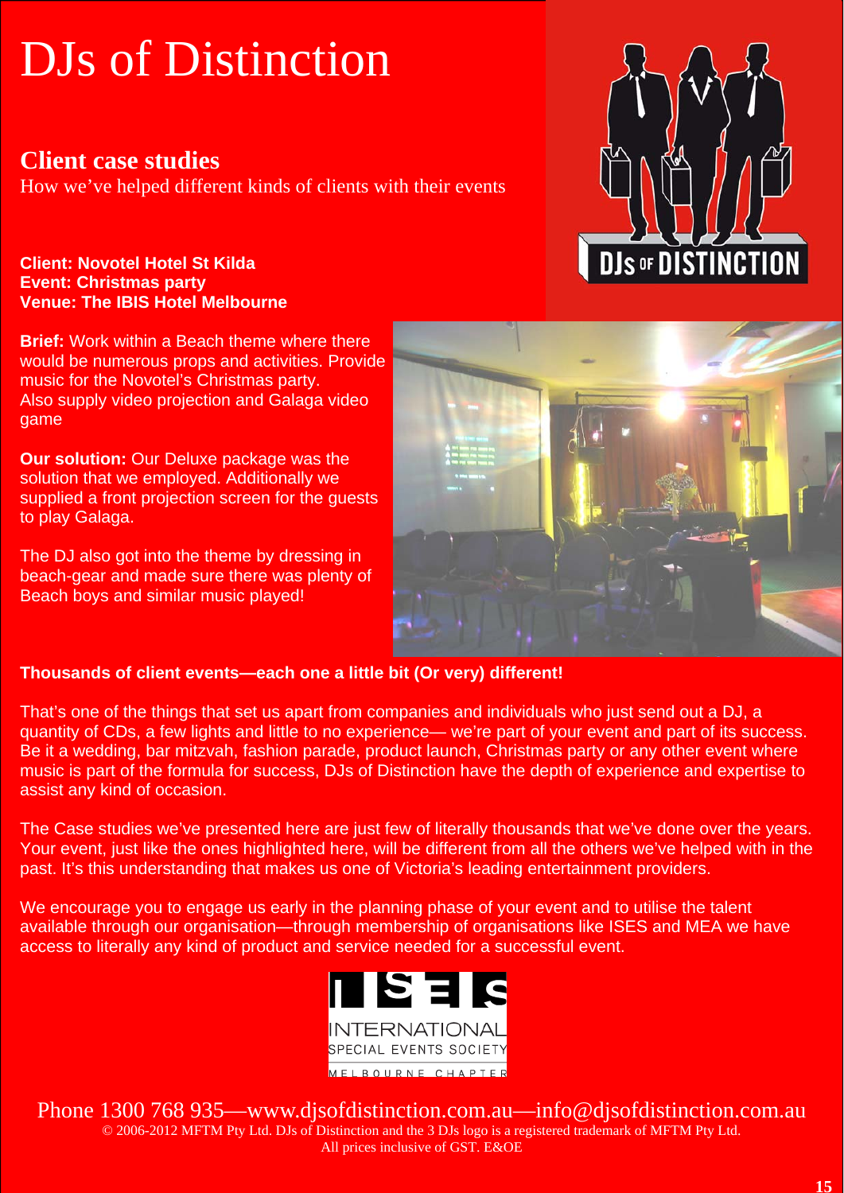# DJs of Distinction

## Client case studies

How we've helped different kinds of clients with their events

**Client: Novotel Hotel St Kilda**
**Event: Christmas party**
**Venue: The IBIS Hotel Melbourne**

**Brief:** Work within a Beach theme where there would be numerous props and activities. Provide music for the Novotel's Christmas party. Also supply video projection and Galaga video game

**Our solution:** Our Deluxe package was the solution that we employed. Additionally we supplied a front projection screen for the guests to play Galaga.

The DJ also got into the theme by dressing in beach-gear and made sure there was plenty of Beach boys and similar music played!

**Thousands of client events—each one a little bit (Or very) different!**

That's one of the things that set us apart from companies and individuals who just send out a DJ, a quantity of CDs, a few lights and little to no experience— we're part of your event and part of its success. Be it a wedding, bar mitzvah, fashion parade, product launch, Christmas party or any other event where music is part of the formula for success, DJs of Distinction have the depth of experience and expertise to assist any kind of occasion.

The Case studies we've presented here are just few of literally thousands that we've done over the years. Your event, just like the ones highlighted here, will be different from all the others we've helped with in the past. It's this understanding that makes us one of Victoria's leading entertainment providers.

We encourage you to engage us early in the planning phase of your event and to utilise the talent available through our organisation—through membership of organisations like ISES and MEA we have access to literally any kind of product and service needed for a successful event.

ISES
INTERNATIONAL
SPECIAL EVENTS SOCIETY
MELBOURNE CHAPTER

Phone 1300 768 935—www.djsofdistinction.com.au—info@djsofdistinction.com.au

© 2006-2012 MFTM Pty Ltd. DJs of Distinction and the 3 DJs logo is a registered trademark of MFTM Pty Ltd.
All prices inclusive of GST. E&OE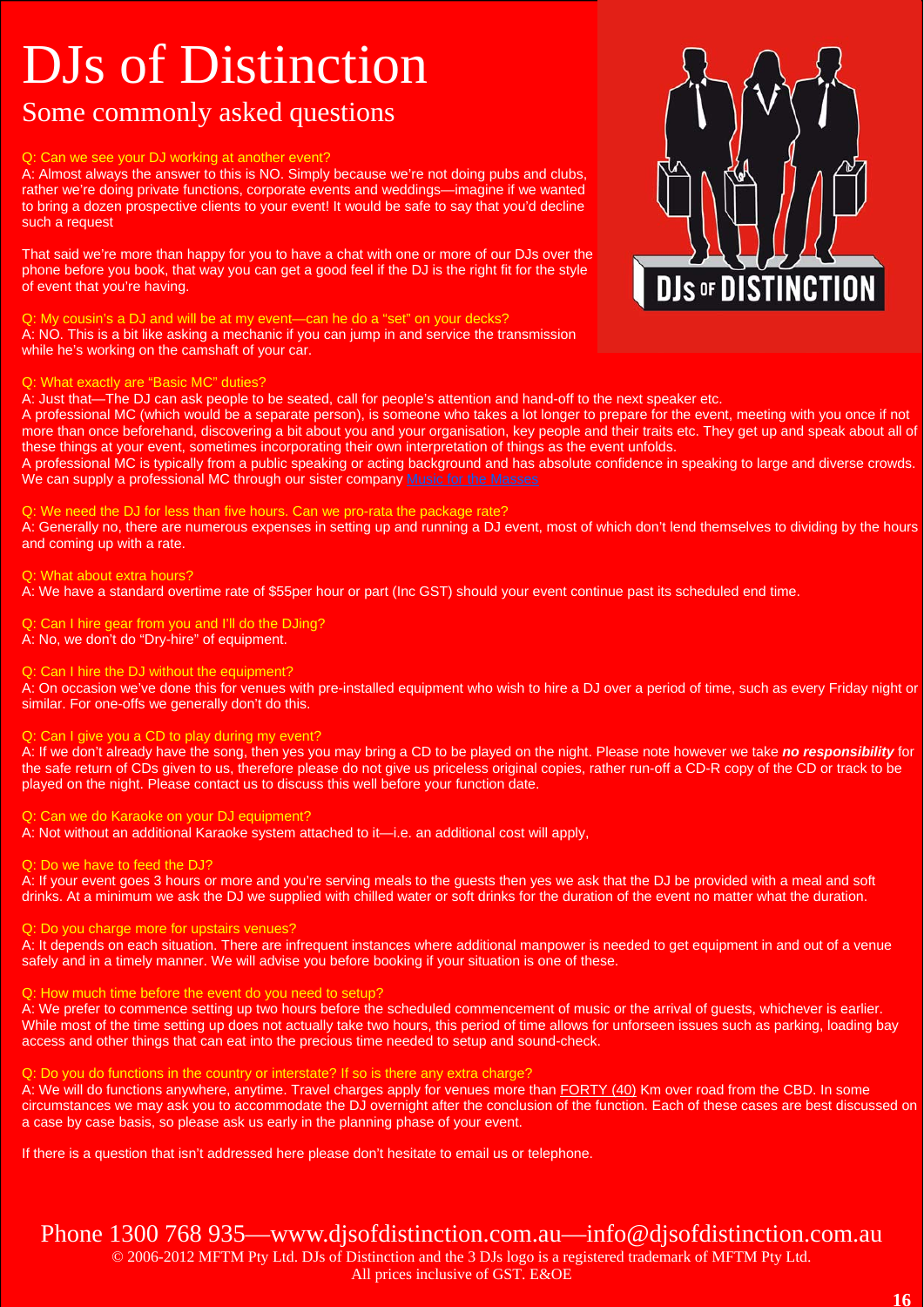# DJs of Distinction

## Some commonly asked questions

Q: Can we see your DJ working at another event?
A: Almost always the answer to this is NO. Simply because we're not doing pubs and clubs, rather we're doing private functions, corporate events and weddings—imagine if we wanted to bring a dozen prospective clients to your event! It would be safe to say that you'd decline such a request

That said we're more than happy for you to have a chat with one or more of our DJs over the phone before you book, that way you can get a good feel if the DJ is the right fit for the style of event that you're having.

Q: My cousin's a DJ and will be at my event—can he do a "set" on your decks?
A: NO. This is a bit like asking a mechanic if you can jump in and service the transmission while he's working on the camshaft of your car.

Q: What exactly are "Basic MC" duties?
A: Just that—The DJ can ask people to be seated, call for people's attention and hand-off to the next speaker etc.
A professional MC (which would be a separate person), is someone who takes a lot longer to prepare for the event, meeting with you once if not more than once beforehand, discovering a bit about you and your organisation, key people and their traits etc. They get up and speak about all of these things at your event, sometimes incorporating their own interpretation of things as the event unfolds.
A professional MC is typically from a public speaking or acting background and has absolute confidence in speaking to large and diverse crowds. We can supply a professional MC through our sister company Music for the Masses

Q: We need the DJ for less than five hours. Can we pro-rata the package rate?
A: Generally no, there are numerous expenses in setting up and running a DJ event, most of which don't lend themselves to dividing by the hours and coming up with a rate.

Q: What about extra hours?
A: We have a standard overtime rate of $55per hour or part (Inc GST) should your event continue past its scheduled end time.

Q: Can I hire gear from you and I'll do the DJing?
A: No, we don't do "Dry-hire" of equipment.

Q: Can I hire the DJ without the equipment?
A: On occasion we've done this for venues with pre-installed equipment who wish to hire a DJ over a period of time, such as every Friday night or similar. For one-offs we generally don't do this.

Q: Can I give you a CD to play during my event?
A: If we don't already have the song, then yes you may bring a CD to be played on the night. Please note however we take ***no responsibility*** for the safe return of CDs given to us, therefore please do not give us priceless original copies, rather run-off a CD-R copy of the CD or track to be played on the night. Please contact us to discuss this well before your function date.

Q: Can we do Karaoke on your DJ equipment?
A: Not without an additional Karaoke system attached to it—i.e. an additional cost will apply,

Q: Do we have to feed the DJ?
A: If your event goes 3 hours or more and you're serving meals to the guests then yes we ask that the DJ be provided with a meal and soft drinks. At a minimum we ask the DJ we supplied with chilled water or soft drinks for the duration of the event no matter what the duration.

Q: Do you charge more for upstairs venues?
A: It depends on each situation. There are infrequent instances where additional manpower is needed to get equipment in and out of a venue safely and in a timely manner. We will advise you before booking if your situation is one of these.

Q: How much time before the event do you need to setup?
A: We prefer to commence setting up two hours before the scheduled commencement of music or the arrival of guests, whichever is earlier. While most of the time setting up does not actually take two hours, this period of time allows for unforseen issues such as parking, loading bay access and other things that can eat into the precious time needed to setup and sound-check.

Q: Do you do functions in the country or interstate? If so is there any extra charge?
A: We will do functions anywhere, anytime. Travel charges apply for venues more than FORTY (40) Km over road from the CBD. In some circumstances we may ask you to accommodate the DJ overnight after the conclusion of the function. Each of these cases are best discussed on a case by case basis, so please ask us early in the planning phase of your event.

If there is a question that isn't addressed here please don't hesitate to email us or telephone.

Phone 1300 768 935—www.djsofdistinction.com.au—info@djsofdistinction.com.au

© 2006-2012 MFTM Pty Ltd. DJs of Distinction and the 3 DJs logo is a registered trademark of MFTM Pty Ltd.
All prices inclusive of GST. E&OE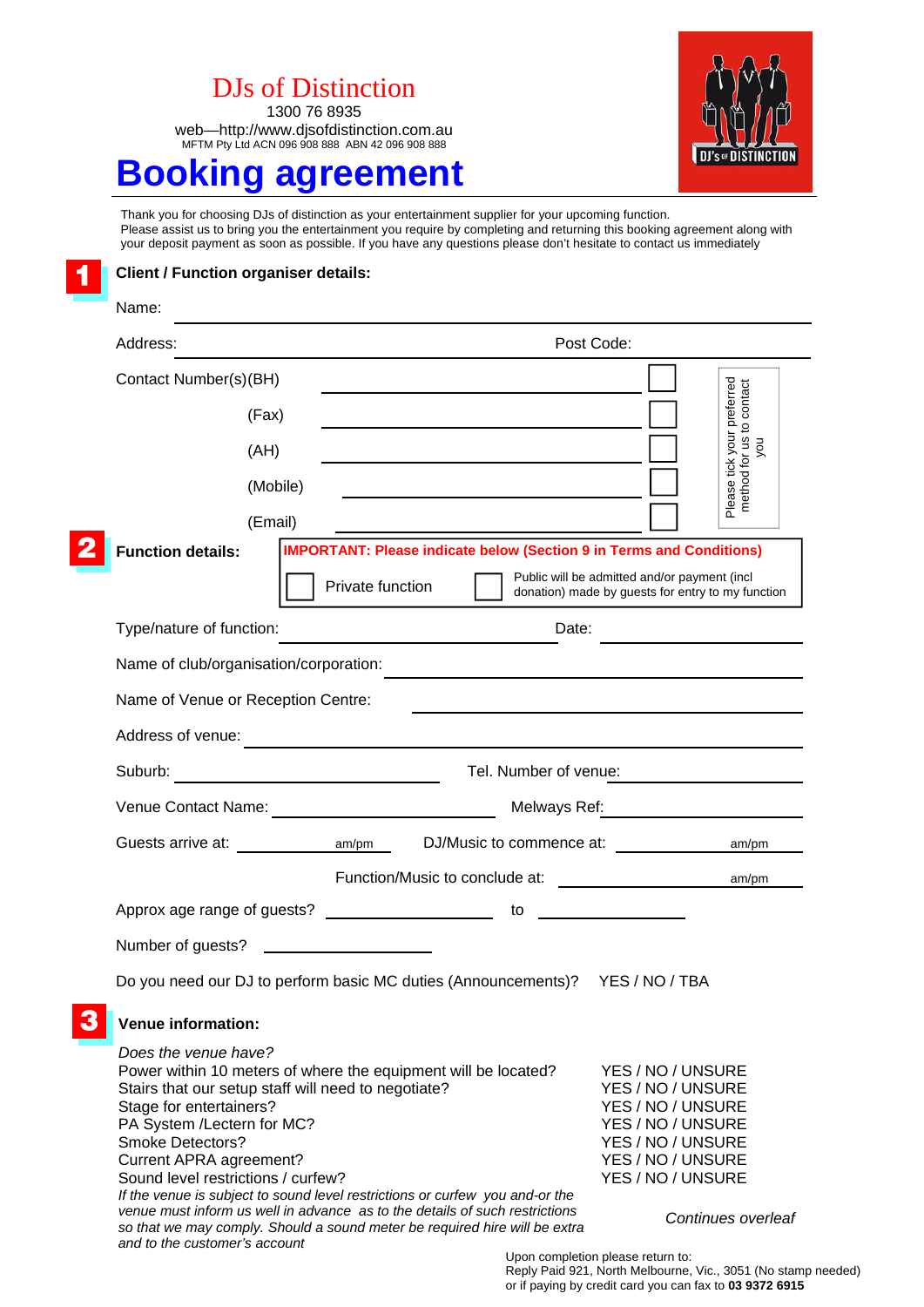DJs of Distinction

1300 76 8935

web—http://www.djsofdistinction.com.au

MFTM Pty Ltd ACN 096 908 888 ABN 42 096 908 888

# Booking agreement

Thank you for choosing DJs of distinction as your entertainment supplier for your upcoming function. Please assist us to bring you the entertainment you require by completing and returning this booking agreement along with your deposit payment as soon as possible. If you have any questions please don't hesitate to contact us immediately

## 1 Client / Function organiser details:

Name: \_\_\_\_\_\_\_\_\_\_\_\_\_\_\_\_\_\_\_\_

Address: \_\_\_\_\_\_\_\_\_\_\_\_\_\_\_\_\_\_\_\_ Post Code: \_\_\_\_\_\_\_\_

Contact Number(s)(BH) \_\_\_\_\_\_\_\_\_\_\_\_\_\_\_\_\_\_\_\_ ☐

(Fax) \_\_\_\_\_\_\_\_\_\_\_\_\_\_\_\_\_\_\_\_ ☐

(AH) \_\_\_\_\_\_\_\_\_\_\_\_\_\_\_\_\_\_\_\_ ☐

(Mobile) \_\_\_\_\_\_\_\_\_\_\_\_\_\_\_\_\_\_\_\_ ☐

(Email) \_\_\_\_\_\_\_\_\_\_\_\_\_\_\_\_\_\_\_\_ ☐

Please tick your preferred method for us to contact you

## 2 Function details:

**IMPORTANT: Please indicate below (Section 9 in Terms and Conditions)**

☐ Private function ☐ Public will be admitted and/or payment (incl donation) made by guests for entry to my function

Type/nature of function: \_\_\_\_\_\_\_\_\_\_\_\_\_\_\_\_\_\_\_\_ Date: \_\_\_\_\_\_\_\_\_\_

Name of club/organisation/corporation: \_\_\_\_\_\_\_\_\_\_\_\_\_\_\_\_\_\_\_\_

Name of Venue or Reception Centre: \_\_\_\_\_\_\_\_\_\_\_\_\_\_\_\_\_\_\_\_

Address of venue: \_\_\_\_\_\_\_\_\_\_\_\_\_\_\_\_\_\_\_\_

Suburb: \_\_\_\_\_\_\_\_\_\_\_\_\_\_\_\_\_\_\_\_ Tel. Number of venue: \_\_\_\_\_\_\_\_\_\_

Venue Contact Name: \_\_\_\_\_\_\_\_\_\_\_\_\_\_\_\_\_\_\_\_ Melways Ref: \_\_\_\_\_\_\_\_\_\_

Guests arrive at: \_\_\_\_\_\_\_\_ am/pm DJ/Music to commence at: \_\_\_\_\_\_\_\_ am/pm

Function/Music to conclude at: \_\_\_\_\_\_\_\_ am/pm

Approx age range of guests? \_\_\_\_\_\_\_\_ to \_\_\_\_\_\_\_\_

Number of guests? \_\_\_\_\_\_\_\_

Do you need our DJ to perform basic MC duties (Announcements)? YES / NO / TBA

## 3 Venue information:

*Does the venue have?*

| | |
|---|---|
| Power within 10 meters of where the equipment will be located? | YES / NO / UNSURE |
| Stairs that our setup staff will need to negotiate? | YES / NO / UNSURE |
| Stage for entertainers? | YES / NO / UNSURE |
| PA System /Lectern for MC? | YES / NO / UNSURE |
| Smoke Detectors? | YES / NO / UNSURE |
| Current APRA agreement? | YES / NO / UNSURE |
| Sound level restrictions / curfew? | YES / NO / UNSURE |

*If the venue is subject to sound level restrictions or curfew you and-or the venue must inform us well in advance as to the details of such restrictions so that we may comply. Should a sound meter be required hire will be extra and to the customer's account*

*Continues overleaf*

Upon completion please return to:
Reply Paid 921, North Melbourne, Vic., 3051 (No stamp needed)
or if paying by credit card you can fax to **03 9372 6915**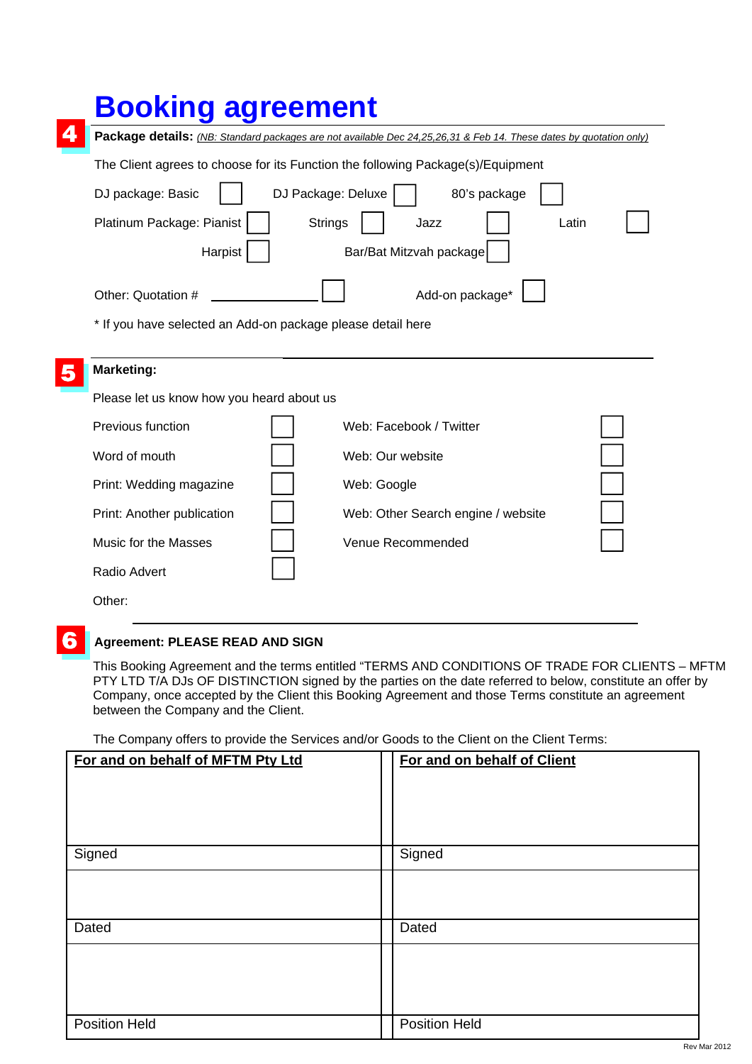# Booking agreement

## 4 Package details:

*(NB: Standard packages are not available Dec 24,25,26,31 & Feb 14. These dates by quotation only)*

The Client agrees to choose for its Function the following Package(s)/Equipment

DJ package: Basic ☐ DJ Package: Deluxe ☐ 80's package ☐

Platinum Package: Pianist ☐ Strings ☐ Jazz ☐ Latin ☐

Harpist ☐ Bar/Bat Mitzvah package ☐

Other: Quotation # ______________ ☐ Add-on package* ☐

\* If you have selected an Add-on package please detail here

## 5 Marketing:

Please let us know how you heard about us

| | | | |
|---|---|---|---|
| Previous function | ☐ | Web: Facebook / Twitter | ☐ |
| Word of mouth | ☐ | Web: Our website | ☐ |
| Print: Wedding magazine | ☐ | Web: Google | ☐ |
| Print: Another publication | ☐ | Web: Other Search engine / website | ☐ |
| Music for the Masses | ☐ | Venue Recommended | ☐ |
| Radio Advert | ☐ | | |

Other:

## 6 Agreement: PLEASE READ AND SIGN

This Booking Agreement and the terms entitled "TERMS AND CONDITIONS OF TRADE FOR CLIENTS – MFTM PTY LTD T/A DJs OF DISTINCTION signed by the parties on the date referred to below, constitute an offer by Company, once accepted by the Client this Booking Agreement and those Terms constitute an agreement between the Company and the Client.

The Company offers to provide the Services and/or Goods to the Client on the Client Terms:

| For and on behalf of MFTM Pty Ltd | For and on behalf of Client |
|---|---|
| | |
| Signed | Signed |
| | |
| Dated | Dated |
| | |
| Position Held | Position Held |

Rev Mar 2012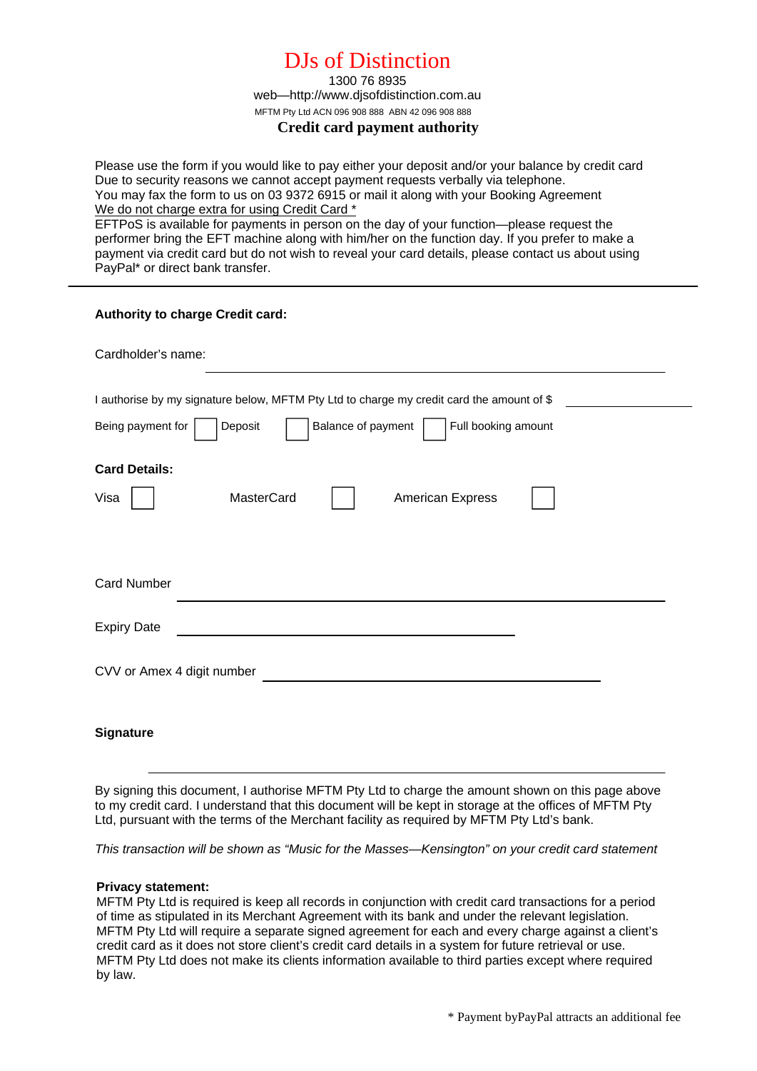# DJs of Distinction

1300 76 8935

web—http://www.djsofdistinction.com.au

MFTM Pty Ltd ACN 096 908 888 ABN 42 096 908 888

**Credit card payment authority**

Please use the form if you would like to pay either your deposit and/or your balance by credit card
Due to security reasons we cannot accept payment requests verbally via telephone.
You may fax the form to us on 03 9372 6915 or mail it along with your Booking Agreement
<u>We do not charge extra for using Credit Card *</u>
EFTPoS is available for payments in person on the day of your function—please request the performer bring the EFT machine along with him/her on the function day. If you prefer to make a payment via credit card but do not wish to reveal your card details, please contact us about using PayPal* or direct bank transfer.

---

**Authority to charge Credit card:**

Cardholder's name: ______________________________

I authorise by my signature below, MFTM Pty Ltd to charge my credit card the amount of $ ____________

Being payment for ☐ Deposit ☐ Balance of payment ☐ Full booking amount

**Card Details:**

Visa ☐ MasterCard ☐ American Express ☐

Card Number ______________________________

Expiry Date ______________________________

CVV or Amex 4 digit number ______________________________

**Signature**

______________________________

By signing this document, I authorise MFTM Pty Ltd to charge the amount shown on this page above to my credit card. I understand that this document will be kept in storage at the offices of MFTM Pty Ltd, pursuant with the terms of the Merchant facility as required by MFTM Pty Ltd's bank.

*This transaction will be shown as "Music for the Masses—Kensington" on your credit card statement*

**Privacy statement:**
MFTM Pty Ltd is required is keep all records in conjunction with credit card transactions for a period of time as stipulated in its Merchant Agreement with its bank and under the relevant legislation. MFTM Pty Ltd will require a separate signed agreement for each and every charge against a client's credit card as it does not store client's credit card details in a system for future retrieval or use. MFTM Pty Ltd does not make its clients information available to third parties except where required by law.

* Payment byPayPal attracts an additional fee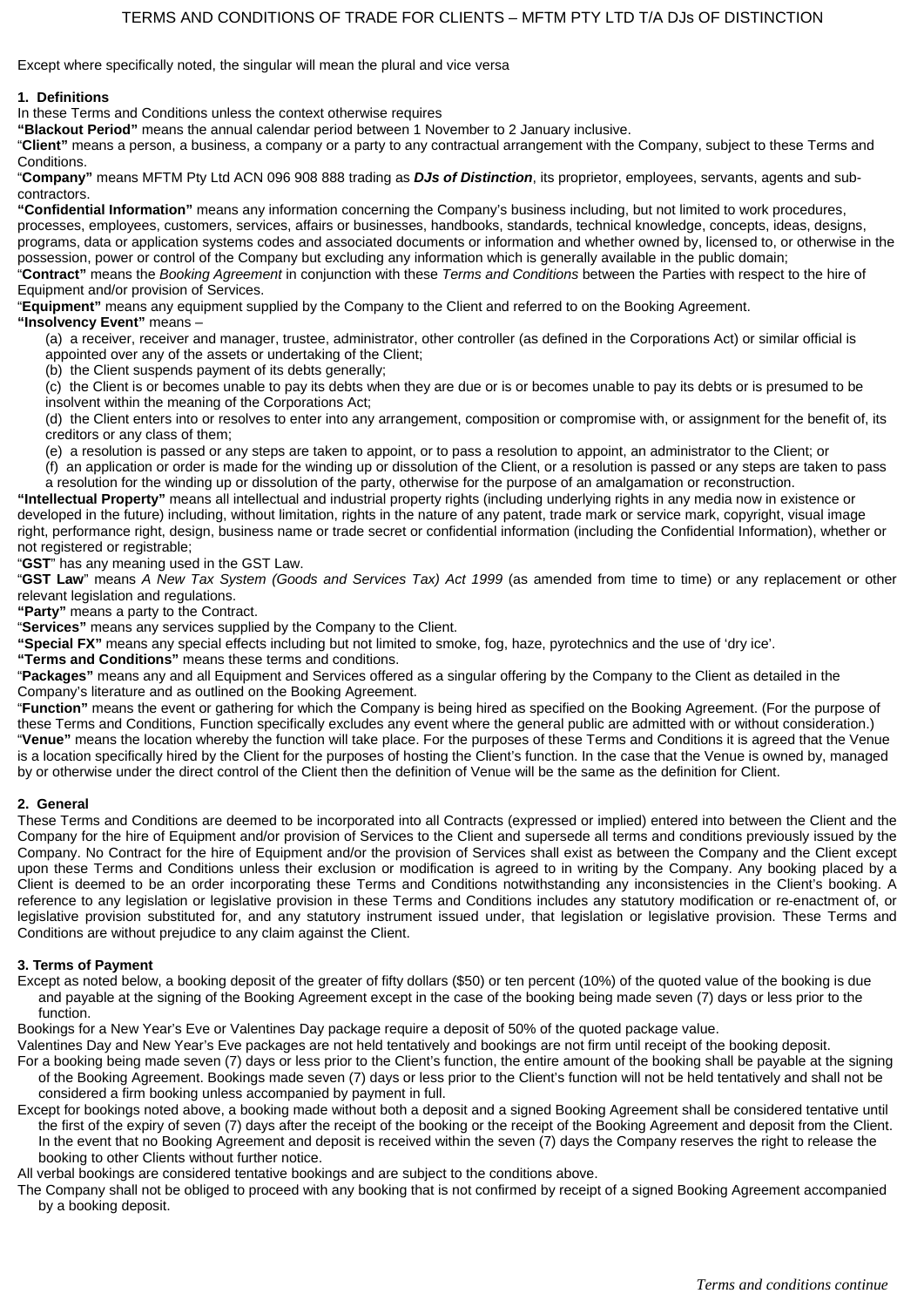# TERMS AND CONDITIONS OF TRADE FOR CLIENTS – MFTM PTY LTD T/A DJs OF DISTINCTION

Except where specifically noted, the singular will mean the plural and vice versa

## 1. Definitions

In these Terms and Conditions unless the context otherwise requires

**"Blackout Period"** means the annual calendar period between 1 November to 2 January inclusive.

"**Client"** means a person, a business, a company or a party to any contractual arrangement with the Company, subject to these Terms and Conditions.

"**Company"** means MFTM Pty Ltd ACN 096 908 888 trading as ***DJs of Distinction***, its proprietor, employees, servants, agents and sub-contractors.

**"Confidential Information"** means any information concerning the Company's business including, but not limited to work procedures, processes, employees, customers, services, affairs or businesses, handbooks, standards, technical knowledge, concepts, ideas, designs, programs, data or application systems codes and associated documents or information and whether owned by, licensed to, or otherwise in the possession, power or control of the Company but excluding any information which is generally available in the public domain;

"**Contract"** means the *Booking Agreement* in conjunction with these *Terms and Conditions* between the Parties with respect to the hire of Equipment and/or provision of Services.

"**Equipment"** means any equipment supplied by the Company to the Client and referred to on the Booking Agreement.

**"Insolvency Event"** means –

(a) a receiver, receiver and manager, trustee, administrator, other controller (as defined in the Corporations Act) or similar official is appointed over any of the assets or undertaking of the Client;

(b) the Client suspends payment of its debts generally;

(c) the Client is or becomes unable to pay its debts when they are due or is or becomes unable to pay its debts or is presumed to be insolvent within the meaning of the Corporations Act;

(d) the Client enters into or resolves to enter into any arrangement, composition or compromise with, or assignment for the benefit of, its creditors or any class of them;

(e) a resolution is passed or any steps are taken to appoint, or to pass a resolution to appoint, an administrator to the Client; or

(f) an application or order is made for the winding up or dissolution of the Client, or a resolution is passed or any steps are taken to pass a resolution for the winding up or dissolution of the party, otherwise for the purpose of an amalgamation or reconstruction.

**"Intellectual Property"** means all intellectual and industrial property rights (including underlying rights in any media now in existence or developed in the future) including, without limitation, rights in the nature of any patent, trade mark or service mark, copyright, visual image right, performance right, design, business name or trade secret or confidential information (including the Confidential Information), whether or not registered or registrable;

"**GST**" has any meaning used in the GST Law.

"**GST Law**" means *A New Tax System (Goods and Services Tax) Act 1999* (as amended from time to time) or any replacement or other relevant legislation and regulations.

**"Party"** means a party to the Contract.

"**Services"** means any services supplied by the Company to the Client.

**"Special FX"** means any special effects including but not limited to smoke, fog, haze, pyrotechnics and the use of 'dry ice'.

**"Terms and Conditions"** means these terms and conditions.

"**Packages"** means any and all Equipment and Services offered as a singular offering by the Company to the Client as detailed in the Company's literature and as outlined on the Booking Agreement.

"**Function"** means the event or gathering for which the Company is being hired as specified on the Booking Agreement. (For the purpose of these Terms and Conditions, Function specifically excludes any event where the general public are admitted with or without consideration.)

"**Venue"** means the location whereby the function will take place. For the purposes of these Terms and Conditions it is agreed that the Venue is a location specifically hired by the Client for the purposes of hosting the Client's function. In the case that the Venue is owned by, managed by or otherwise under the direct control of the Client then the definition of Venue will be the same as the definition for Client.

## 2. General

These Terms and Conditions are deemed to be incorporated into all Contracts (expressed or implied) entered into between the Client and the Company for the hire of Equipment and/or provision of Services to the Client and supersede all terms and conditions previously issued by the Company. No Contract for the hire of Equipment and/or the provision of Services shall exist as between the Company and the Client except upon these Terms and Conditions unless their exclusion or modification is agreed to in writing by the Company. Any booking placed by a Client is deemed to be an order incorporating these Terms and Conditions notwithstanding any inconsistencies in the Client's booking. A reference to any legislation or legislative provision in these Terms and Conditions includes any statutory modification or re-enactment of, or legislative provision substituted for, and any statutory instrument issued under, that legislation or legislative provision. These Terms and Conditions are without prejudice to any claim against the Client.

## 3. Terms of Payment

Except as noted below, a booking deposit of the greater of fifty dollars ($50) or ten percent (10%) of the quoted value of the booking is due and payable at the signing of the Booking Agreement except in the case of the booking being made seven (7) days or less prior to the function.

Bookings for a New Year's Eve or Valentines Day package require a deposit of 50% of the quoted package value.

Valentines Day and New Year's Eve packages are not held tentatively and bookings are not firm until receipt of the booking deposit.

For a booking being made seven (7) days or less prior to the Client's function, the entire amount of the booking shall be payable at the signing of the Booking Agreement. Bookings made seven (7) days or less prior to the Client's function will not be held tentatively and shall not be considered a firm booking unless accompanied by payment in full.

Except for bookings noted above, a booking made without both a deposit and a signed Booking Agreement shall be considered tentative until the first of the expiry of seven (7) days after the receipt of the booking or the receipt of the Booking Agreement and deposit from the Client. In the event that no Booking Agreement and deposit is received within the seven (7) days the Company reserves the right to release the booking to other Clients without further notice.

All verbal bookings are considered tentative bookings and are subject to the conditions above.

The Company shall not be obliged to proceed with any booking that is not confirmed by receipt of a signed Booking Agreement accompanied by a booking deposit.

*Terms and conditions continue*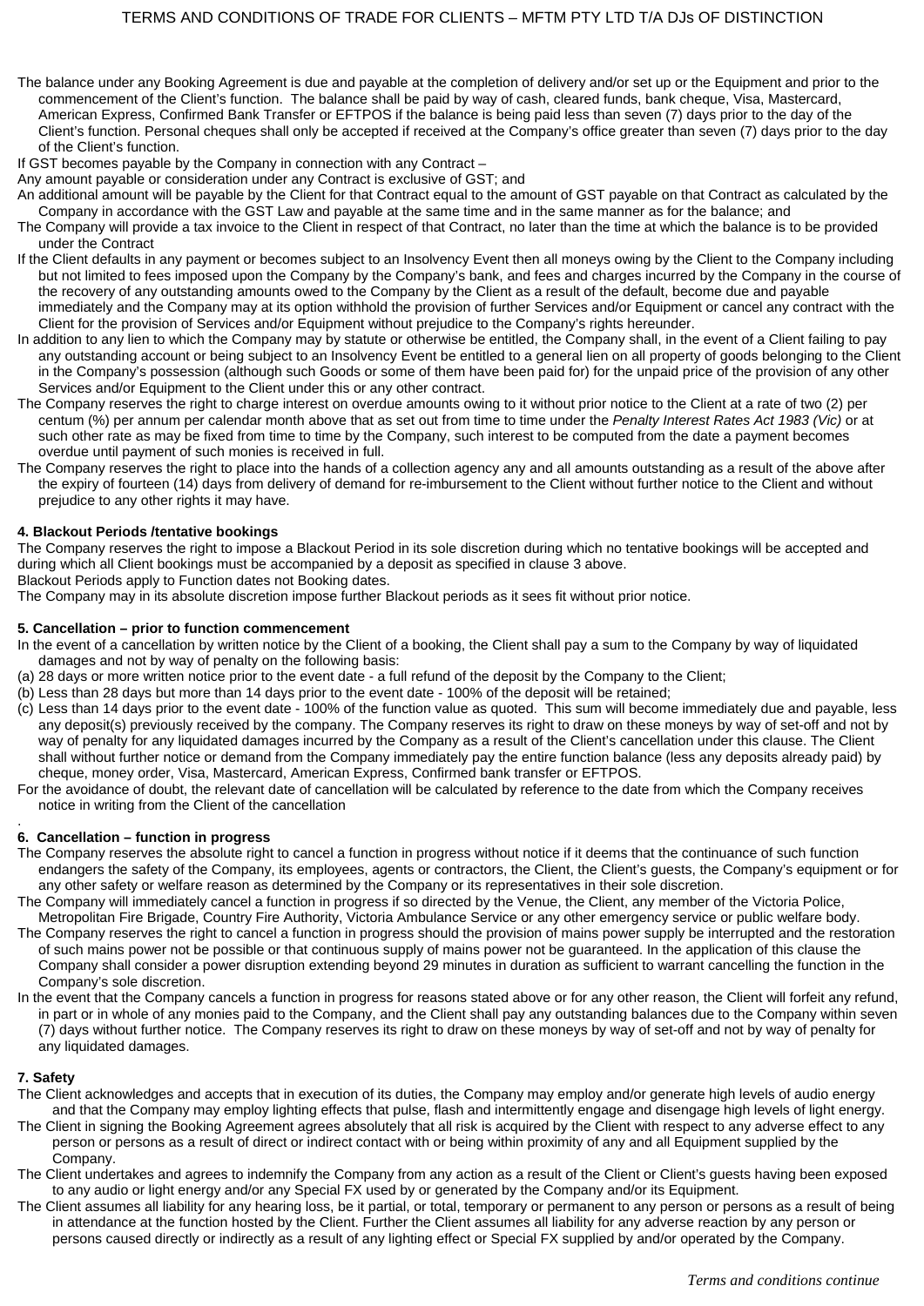The balance under any Booking Agreement is due and payable at the completion of delivery and/or set up or the Equipment and prior to the commencement of the Client's function. The balance shall be paid by way of cash, cleared funds, bank cheque, Visa, Mastercard, American Express, Confirmed Bank Transfer or EFTPOS if the balance is being paid less than seven (7) days prior to the day of the Client's function. Personal cheques shall only be accepted if received at the Company's office greater than seven (7) days prior to the day of the Client's function.

If GST becomes payable by the Company in connection with any Contract –

Any amount payable or consideration under any Contract is exclusive of GST; and

An additional amount will be payable by the Client for that Contract equal to the amount of GST payable on that Contract as calculated by the Company in accordance with the GST Law and payable at the same time and in the same manner as for the balance; and

The Company will provide a tax invoice to the Client in respect of that Contract, no later than the time at which the balance is to be provided under the Contract

If the Client defaults in any payment or becomes subject to an Insolvency Event then all moneys owing by the Client to the Company including but not limited to fees imposed upon the Company by the Company's bank, and fees and charges incurred by the Company in the course of the recovery of any outstanding amounts owed to the Company by the Client as a result of the default, become due and payable immediately and the Company may at its option withhold the provision of further Services and/or Equipment or cancel any contract with the Client for the provision of Services and/or Equipment without prejudice to the Company's rights hereunder.

In addition to any lien to which the Company may by statute or otherwise be entitled, the Company shall, in the event of a Client failing to pay any outstanding account or being subject to an Insolvency Event be entitled to a general lien on all property of goods belonging to the Client in the Company's possession (although such Goods or some of them have been paid for) for the unpaid price of the provision of any other Services and/or Equipment to the Client under this or any other contract.

The Company reserves the right to charge interest on overdue amounts owing to it without prior notice to the Client at a rate of two (2) per centum (%) per annum per calendar month above that as set out from time to time under the *Penalty Interest Rates Act 1983 (Vic)* or at such other rate as may be fixed from time to time by the Company, such interest to be computed from the date a payment becomes overdue until payment of such monies is received in full.

The Company reserves the right to place into the hands of a collection agency any and all amounts outstanding as a result of the above after the expiry of fourteen (14) days from delivery of demand for re-imbursement to the Client without further notice to the Client and without prejudice to any other rights it may have.

**4. Blackout Periods /tentative bookings**

The Company reserves the right to impose a Blackout Period in its sole discretion during which no tentative bookings will be accepted and during which all Client bookings must be accompanied by a deposit as specified in clause 3 above.

Blackout Periods apply to Function dates not Booking dates.

The Company may in its absolute discretion impose further Blackout periods as it sees fit without prior notice.

**5. Cancellation – prior to function commencement**

In the event of a cancellation by written notice by the Client of a booking, the Client shall pay a sum to the Company by way of liquidated damages and not by way of penalty on the following basis:

(a) 28 days or more written notice prior to the event date - a full refund of the deposit by the Company to the Client;
(b) Less than 28 days but more than 14 days prior to the event date - 100% of the deposit will be retained;
(c) Less than 14 days prior to the event date - 100% of the function value as quoted. This sum will become immediately due and payable, less any deposit(s) previously received by the company. The Company reserves its right to draw on these moneys by way of set-off and not by way of penalty for any liquidated damages incurred by the Company as a result of the Client's cancellation under this clause. The Client shall without further notice or demand from the Company immediately pay the entire function balance (less any deposits already paid) by cheque, money order, Visa, Mastercard, American Express, Confirmed bank transfer or EFTPOS.

For the avoidance of doubt, the relevant date of cancellation will be calculated by reference to the date from which the Company receives notice in writing from the Client of the cancellation

**6. Cancellation – function in progress**

The Company reserves the absolute right to cancel a function in progress without notice if it deems that the continuance of such function endangers the safety of the Company, its employees, agents or contractors, the Client, the Client's guests, the Company's equipment or for any other safety or welfare reason as determined by the Company or its representatives in their sole discretion.

The Company will immediately cancel a function in progress if so directed by the Venue, the Client, any member of the Victoria Police, Metropolitan Fire Brigade, Country Fire Authority, Victoria Ambulance Service or any other emergency service or public welfare body.

The Company reserves the right to cancel a function in progress should the provision of mains power supply be interrupted and the restoration of such mains power not be possible or that continuous supply of mains power not be guaranteed. In the application of this clause the Company shall consider a power disruption extending beyond 29 minutes in duration as sufficient to warrant cancelling the function in the Company's sole discretion.

In the event that the Company cancels a function in progress for reasons stated above or for any other reason, the Client will forfeit any refund, in part or in whole of any monies paid to the Company, and the Client shall pay any outstanding balances due to the Company within seven (7) days without further notice. The Company reserves its right to draw on these moneys by way of set-off and not by way of penalty for any liquidated damages.

**7. Safety**

The Client acknowledges and accepts that in execution of its duties, the Company may employ and/or generate high levels of audio energy and that the Company may employ lighting effects that pulse, flash and intermittently engage and disengage high levels of light energy.

The Client in signing the Booking Agreement agrees absolutely that all risk is acquired by the Client with respect to any adverse effect to any person or persons as a result of direct or indirect contact with or being within proximity of any and all Equipment supplied by the Company.

The Client undertakes and agrees to indemnify the Company from any action as a result of the Client or Client's guests having been exposed to any audio or light energy and/or any Special FX used by or generated by the Company and/or its Equipment.

The Client assumes all liability for any hearing loss, be it partial, or total, temporary or permanent to any person or persons as a result of being in attendance at the function hosted by the Client. Further the Client assumes all liability for any adverse reaction by any person or persons caused directly or indirectly as a result of any lighting effect or Special FX supplied by and/or operated by the Company.

*Terms and conditions continue*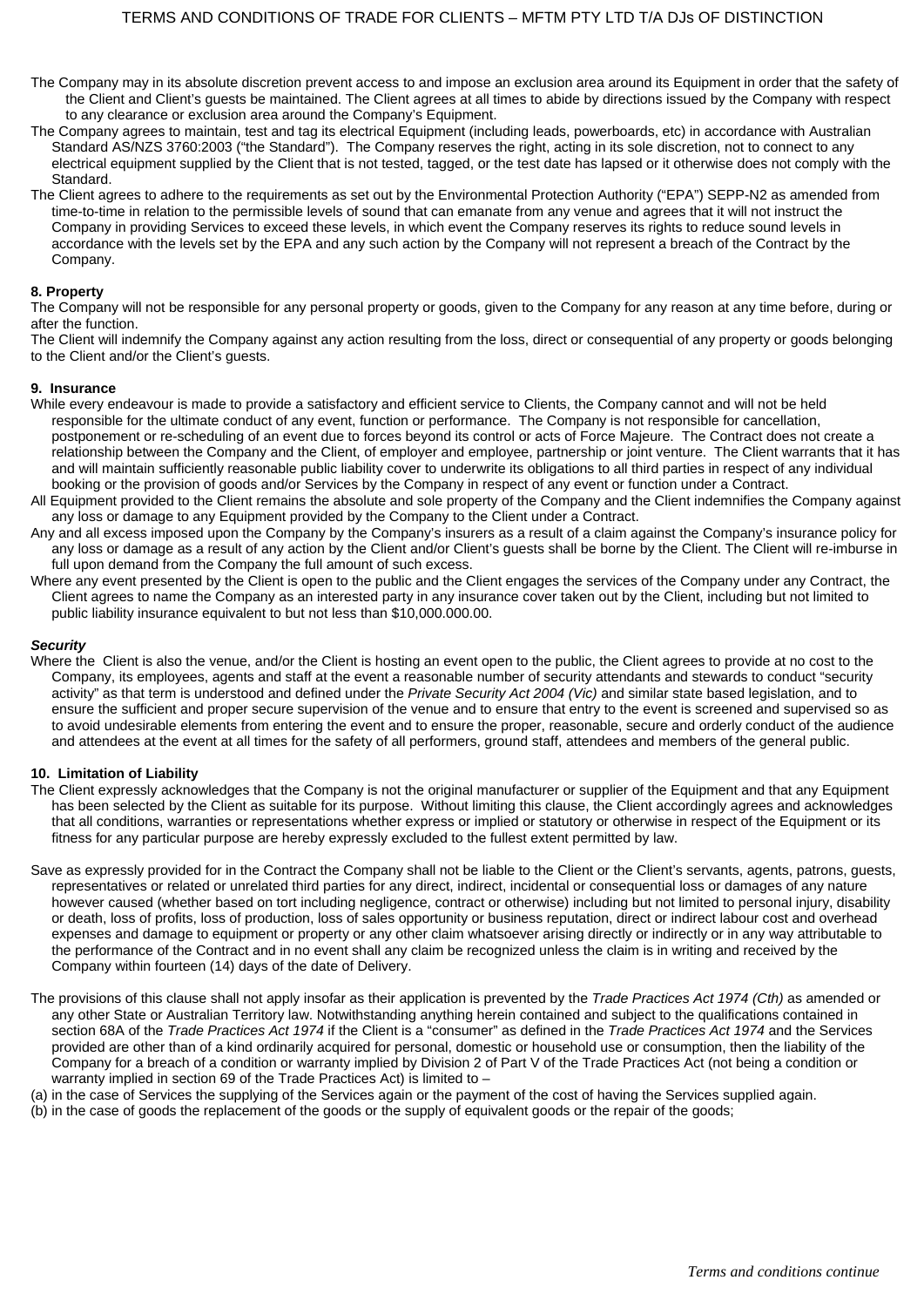The Company may in its absolute discretion prevent access to and impose an exclusion area around its Equipment in order that the safety of the Client and Client's guests be maintained. The Client agrees at all times to abide by directions issued by the Company with respect to any clearance or exclusion area around the Company's Equipment.

The Company agrees to maintain, test and tag its electrical Equipment (including leads, powerboards, etc) in accordance with Australian Standard AS/NZS 3760:2003 ("the Standard"). The Company reserves the right, acting in its sole discretion, not to connect to any electrical equipment supplied by the Client that is not tested, tagged, or the test date has lapsed or it otherwise does not comply with the Standard.

The Client agrees to adhere to the requirements as set out by the Environmental Protection Authority ("EPA") SEPP-N2 as amended from time-to-time in relation to the permissible levels of sound that can emanate from any venue and agrees that it will not instruct the Company in providing Services to exceed these levels, in which event the Company reserves its rights to reduce sound levels in accordance with the levels set by the EPA and any such action by the Company will not represent a breach of the Contract by the Company.

**8. Property**

The Company will not be responsible for any personal property or goods, given to the Company for any reason at any time before, during or after the function.

The Client will indemnify the Company against any action resulting from the loss, direct or consequential of any property or goods belonging to the Client and/or the Client's guests.

**9. Insurance**

While every endeavour is made to provide a satisfactory and efficient service to Clients, the Company cannot and will not be held responsible for the ultimate conduct of any event, function or performance. The Company is not responsible for cancellation, postponement or re-scheduling of an event due to forces beyond its control or acts of Force Majeure. The Contract does not create a relationship between the Company and the Client, of employer and employee, partnership or joint venture. The Client warrants that it has and will maintain sufficiently reasonable public liability cover to underwrite its obligations to all third parties in respect of any individual booking or the provision of goods and/or Services by the Company in respect of any event or function under a Contract.

All Equipment provided to the Client remains the absolute and sole property of the Company and the Client indemnifies the Company against any loss or damage to any Equipment provided by the Company to the Client under a Contract.

Any and all excess imposed upon the Company by the Company's insurers as a result of a claim against the Company's insurance policy for any loss or damage as a result of any action by the Client and/or Client's guests shall be borne by the Client. The Client will re-imburse in full upon demand from the Company the full amount of such excess.

Where any event presented by the Client is open to the public and the Client engages the services of the Company under any Contract, the Client agrees to name the Company as an interested party in any insurance cover taken out by the Client, including but not limited to public liability insurance equivalent to but not less than $10,000.000.00.

***Security***

Where the Client is also the venue, and/or the Client is hosting an event open to the public, the Client agrees to provide at no cost to the Company, its employees, agents and staff at the event a reasonable number of security attendants and stewards to conduct "security activity" as that term is understood and defined under the *Private Security Act 2004 (Vic)* and similar state based legislation, and to ensure the sufficient and proper secure supervision of the venue and to ensure that entry to the event is screened and supervised so as to avoid undesirable elements from entering the event and to ensure the proper, reasonable, secure and orderly conduct of the audience and attendees at the event at all times for the safety of all performers, ground staff, attendees and members of the general public.

**10. Limitation of Liability**

The Client expressly acknowledges that the Company is not the original manufacturer or supplier of the Equipment and that any Equipment has been selected by the Client as suitable for its purpose. Without limiting this clause, the Client accordingly agrees and acknowledges that all conditions, warranties or representations whether express or implied or statutory or otherwise in respect of the Equipment or its fitness for any particular purpose are hereby expressly excluded to the fullest extent permitted by law.

Save as expressly provided for in the Contract the Company shall not be liable to the Client or the Client's servants, agents, patrons, guests, representatives or related or unrelated third parties for any direct, indirect, incidental or consequential loss or damages of any nature however caused (whether based on tort including negligence, contract or otherwise) including but not limited to personal injury, disability or death, loss of profits, loss of production, loss of sales opportunity or business reputation, direct or indirect labour cost and overhead expenses and damage to equipment or property or any other claim whatsoever arising directly or indirectly or in any way attributable to the performance of the Contract and in no event shall any claim be recognized unless the claim is in writing and received by the Company within fourteen (14) days of the date of Delivery.

The provisions of this clause shall not apply insofar as their application is prevented by the *Trade Practices Act 1974 (Cth)* as amended or any other State or Australian Territory law. Notwithstanding anything herein contained and subject to the qualifications contained in section 68A of the *Trade Practices Act 1974* if the Client is a "consumer" as defined in the *Trade Practices Act 1974* and the Services provided are other than of a kind ordinarily acquired for personal, domestic or household use or consumption, then the liability of the Company for a breach of a condition or warranty implied by Division 2 of Part V of the Trade Practices Act (not being a condition or warranty implied in section 69 of the Trade Practices Act) is limited to –

(a) in the case of Services the supplying of the Services again or the payment of the cost of having the Services supplied again.
(b) in the case of goods the replacement of the goods or the supply of equivalent goods or the repair of the goods;

*Terms and conditions continue*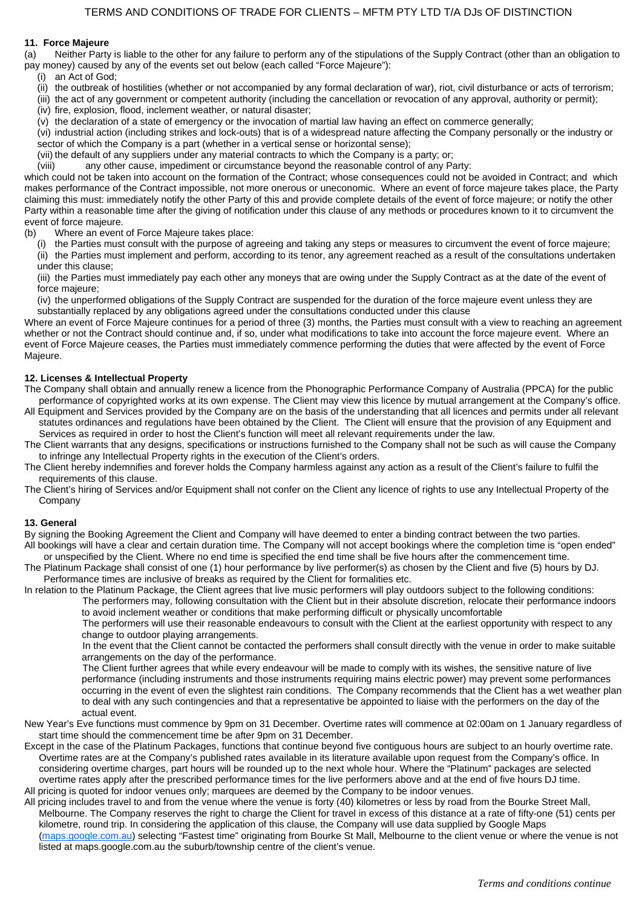## 11. Force Majeure

(a) Neither Party is liable to the other for any failure to perform any of the stipulations of the Supply Contract (other than an obligation to pay money) caused by any of the events set out below (each called "Force Majeure"):

- (i) an Act of God;
- (ii) the outbreak of hostilities (whether or not accompanied by any formal declaration of war), riot, civil disturbance or acts of terrorism;
- (iii) the act of any government or competent authority (including the cancellation or revocation of any approval, authority or permit);
- (iv) fire, explosion, flood, inclement weather, or natural disaster;
- (v) the declaration of a state of emergency or the invocation of martial law having an effect on commerce generally;
- (vi) industrial action (including strikes and lock-outs) that is of a widespread nature affecting the Company personally or the industry or sector of which the Company is a part (whether in a vertical sense or horizontal sense);
- (vii) the default of any suppliers under any material contracts to which the Company is a party; or;
- (viii) any other cause, impediment or circumstance beyond the reasonable control of any Party:

which could not be taken into account on the formation of the Contract; whose consequences could not be avoided in Contract; and which makes performance of the Contract impossible, not more onerous or uneconomic. Where an event of force majeure takes place, the Party claiming this must: immediately notify the other Party of this and provide complete details of the event of force majeure; or notify the other Party within a reasonable time after the giving of notification under this clause of any methods or procedures known to it to circumvent the event of force majeure.

(b) Where an event of Force Majeure takes place:

- (i) the Parties must consult with the purpose of agreeing and taking any steps or measures to circumvent the event of force majeure;
- (ii) the Parties must implement and perform, according to its tenor, any agreement reached as a result of the consultations undertaken under this clause;
- (iii) the Parties must immediately pay each other any moneys that are owing under the Supply Contract as at the date of the event of force majeure;
- (iv) the unperformed obligations of the Supply Contract are suspended for the duration of the force majeure event unless they are substantially replaced by any obligations agreed under the consultations conducted under this clause

Where an event of Force Majeure continues for a period of three (3) months, the Parties must consult with a view to reaching an agreement whether or not the Contract should continue and, if so, under what modifications to take into account the force majeure event. Where an event of Force Majeure ceases, the Parties must immediately commence performing the duties that were affected by the event of Force Majeure.

## 12. Licenses & Intellectual Property

The Company shall obtain and annually renew a licence from the Phonographic Performance Company of Australia (PPCA) for the public performance of copyrighted works at its own expense. The Client may view this licence by mutual arrangement at the Company's office.

All Equipment and Services provided by the Company are on the basis of the understanding that all licences and permits under all relevant statutes ordinances and regulations have been obtained by the Client. The Client will ensure that the provision of any Equipment and Services as required in order to host the Client's function will meet all relevant requirements under the law.

The Client warrants that any designs, specifications or instructions furnished to the Company shall not be such as will cause the Company to infringe any Intellectual Property rights in the execution of the Client's orders.

The Client hereby indemnifies and forever holds the Company harmless against any action as a result of the Client's failure to fulfil the requirements of this clause.

The Client's hiring of Services and/or Equipment shall not confer on the Client any licence of rights to use any Intellectual Property of the Company

## 13. General

By signing the Booking Agreement the Client and Company will have deemed to enter a binding contract between the two parties.

All bookings will have a clear and certain duration time. The Company will not accept bookings where the completion time is "open ended" or unspecified by the Client. Where no end time is specified the end time shall be five hours after the commencement time.

The Platinum Package shall consist of one (1) hour performance by live performer(s) as chosen by the Client and five (5) hours by DJ. Performance times are inclusive of breaks as required by the Client for formalities etc.

In relation to the Platinum Package, the Client agrees that live music performers will play outdoors subject to the following conditions:

The performers may, following consultation with the Client but in their absolute discretion, relocate their performance indoors to avoid inclement weather or conditions that make performing difficult or physically uncomfortable

The performers will use their reasonable endeavours to consult with the Client at the earliest opportunity with respect to any change to outdoor playing arrangements.

In the event that the Client cannot be contacted the performers shall consult directly with the venue in order to make suitable arrangements on the day of the performance.

The Client further agrees that while every endeavour will be made to comply with its wishes, the sensitive nature of live performance (including instruments and those instruments requiring mains electric power) may prevent some performances occurring in the event of even the slightest rain conditions. The Company recommends that the Client has a wet weather plan to deal with any such contingencies and that a representative be appointed to liaise with the performers on the day of the actual event.

New Year's Eve functions must commence by 9pm on 31 December. Overtime rates will commence at 02:00am on 1 January regardless of start time should the commencement time be after 9pm on 31 December.

Except in the case of the Platinum Packages, functions that continue beyond five contiguous hours are subject to an hourly overtime rate. Overtime rates are at the Company's published rates available in its literature available upon request from the Company's office. In considering overtime charges, part hours will be rounded up to the next whole hour. Where the "Platinum" packages are selected overtime rates apply after the prescribed performance times for the live performers above and at the end of five hours DJ time.

All pricing is quoted for indoor venues only; marquees are deemed by the Company to be indoor venues.

All pricing includes travel to and from the venue where the venue is forty (40) kilometres or less by road from the Bourke Street Mall, Melbourne. The Company reserves the right to charge the Client for travel in excess of this distance at a rate of fifty-one (51) cents per kilometre, round trip. In considering the application of this clause, the Company will use data supplied by Google Maps (maps.google.com.au) selecting "Fastest time" originating from Bourke St Mall, Melbourne to the client venue or where the venue is not listed at maps.google.com.au the suburb/township centre of the client's venue.

*Terms and conditions continue*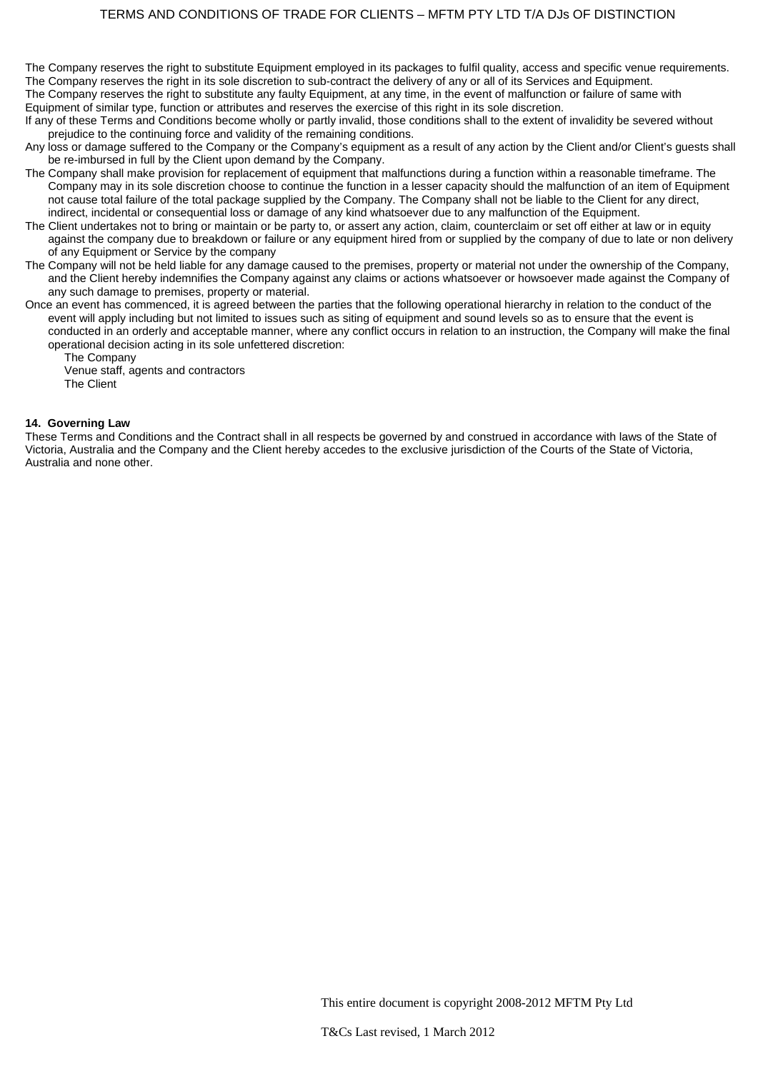The Company reserves the right to substitute Equipment employed in its packages to fulfil quality, access and specific venue requirements.
The Company reserves the right in its sole discretion to sub-contract the delivery of any or all of its Services and Equipment.
The Company reserves the right to substitute any faulty Equipment, at any time, in the event of malfunction or failure of same with Equipment of similar type, function or attributes and reserves the exercise of this right in its sole discretion.
If any of these Terms and Conditions become wholly or partly invalid, those conditions shall to the extent of invalidity be severed without prejudice to the continuing force and validity of the remaining conditions.
Any loss or damage suffered to the Company or the Company's equipment as a result of any action by the Client and/or Client's guests shall be re-imbursed in full by the Client upon demand by the Company.
The Company shall make provision for replacement of equipment that malfunctions during a function within a reasonable timeframe. The Company may in its sole discretion choose to continue the function in a lesser capacity should the malfunction of an item of Equipment not cause total failure of the total package supplied by the Company. The Company shall not be liable to the Client for any direct, indirect, incidental or consequential loss or damage of any kind whatsoever due to any malfunction of the Equipment.
The Client undertakes not to bring or maintain or be party to, or assert any action, claim, counterclaim or set off either at law or in equity against the company due to breakdown or failure or any equipment hired from or supplied by the company of due to late or non delivery of any Equipment or Service by the company
The Company will not be held liable for any damage caused to the premises, property or material not under the ownership of the Company, and the Client hereby indemnifies the Company against any claims or actions whatsoever or howsoever made against the Company of any such damage to premises, property or material.
Once an event has commenced, it is agreed between the parties that the following operational hierarchy in relation to the conduct of the event will apply including but not limited to issues such as siting of equipment and sound levels so as to ensure that the event is conducted in an orderly and acceptable manner, where any conflict occurs in relation to an instruction, the Company will make the final operational decision acting in its sole unfettered discretion:

The Company
Venue staff, agents and contractors
The Client

**14. Governing Law**

These Terms and Conditions and the Contract shall in all respects be governed by and construed in accordance with laws of the State of Victoria, Australia and the Company and the Client hereby accedes to the exclusive jurisdiction of the Courts of the State of Victoria, Australia and none other.

This entire document is copyright 2008-2012 MFTM Pty Ltd

T&Cs Last revised, 1 March 2012